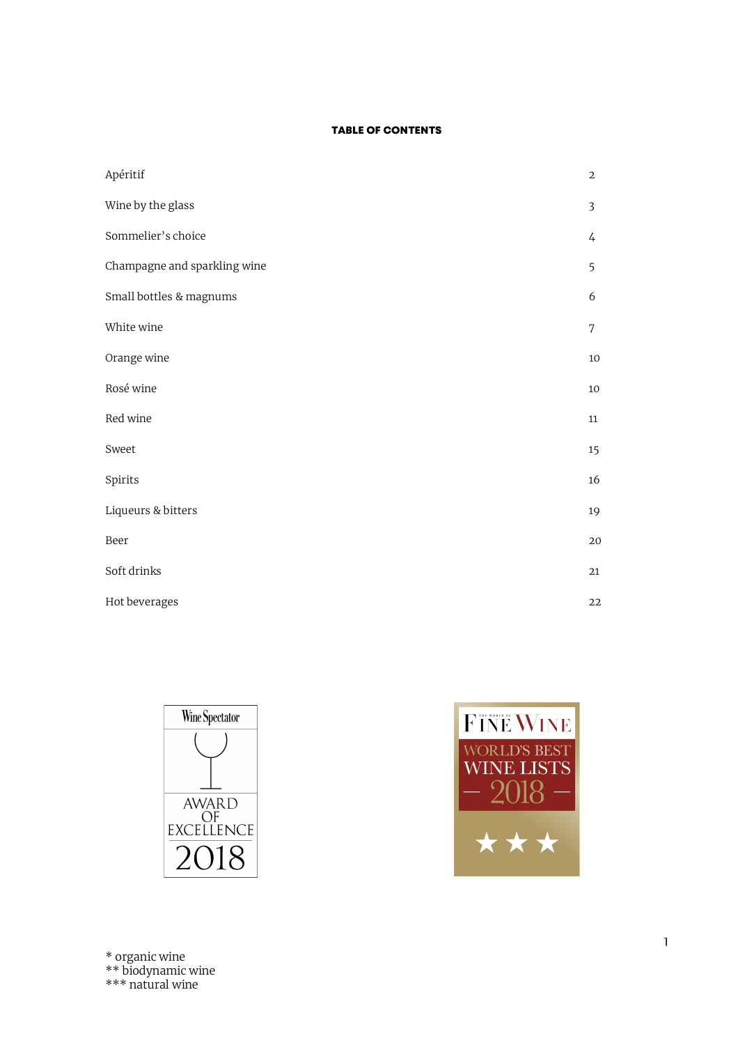# TABLE OF CONTENTS

| | |
|---|---|
| Apéritif | 2 |
| Wine by the glass | 3 |
| Sommelier's choice | 4 |
| Champagne and sparkling wine | 5 |
| Small bottles & magnums | 6 |
| White wine | 7 |
| Orange wine | 10 |
| Rosé wine | 10 |
| Red wine | 11 |
| Sweet | 15 |
| Spirits | 16 |
| Liqueurs & bitters | 19 |
| Beer | 20 |
| Soft drinks | 21 |
| Hot beverages | 22 |

\* organic wine
\*\* biodynamic wine
\*\*\* natural wine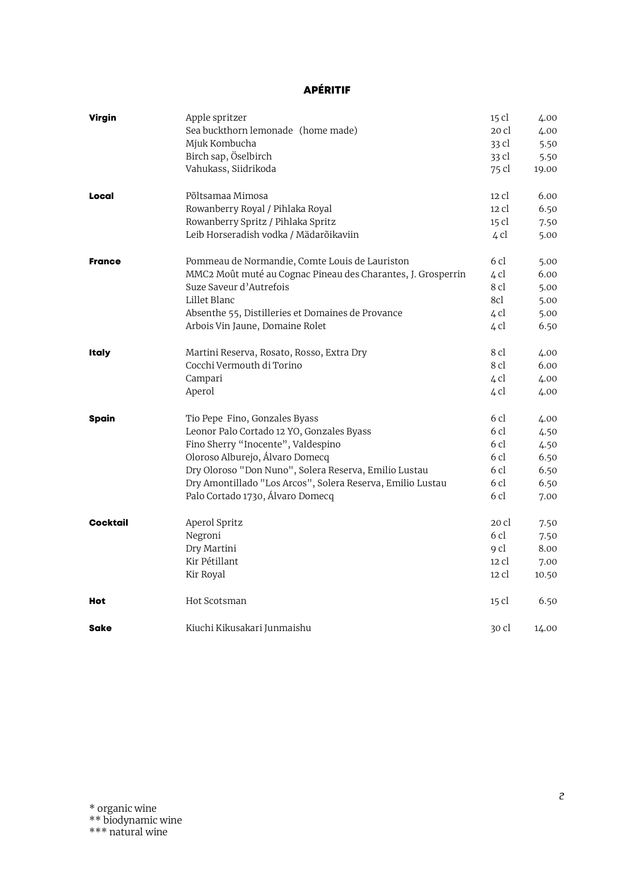## APÉRITIF

| | | | |
|---|---|---|---|
| **Virgin** | Apple spritzer | 15 cl | 4.00 |
| | Sea buckthorn lemonade (home made) | 20 cl | 4.00 |
| | Mjuk Kombucha | 33 cl | 5.50 |
| | Birch sap, Öselbirch | 33 cl | 5.50 |
| | Vahukass, Siidrikoda | 75 cl | 19.00 |
| **Local** | Põltsamaa Mimosa | 12 cl | 6.00 |
| | Rowanberry Royal / Pihlaka Royal | 12 cl | 6.50 |
| | Rowanberry Spritz / Pihlaka Spritz | 15 cl | 7.50 |
| | Leib Horseradish vodka / Mädarõikaviin | 4 cl | 5.00 |
| **France** | Pommeau de Normandie, Comte Louis de Lauriston | 6 cl | 5.00 |
| | MMC2 Moût muté au Cognac Pineau des Charentes, J. Grosperrin | 4 cl | 6.00 |
| | Suze Saveur d'Autrefois | 8 cl | 5.00 |
| | Lillet Blanc | 8cl | 5.00 |
| | Absenthe 55, Distilleries et Domaines de Provance | 4 cl | 5.00 |
| | Arbois Vin Jaune, Domaine Rolet | 4 cl | 6.50 |
| **Italy** | Martini Reserva, Rosato, Rosso, Extra Dry | 8 cl | 4.00 |
| | Cocchi Vermouth di Torino | 8 cl | 6.00 |
| | Campari | 4 cl | 4.00 |
| | Aperol | 4 cl | 4.00 |
| **Spain** | Tio Pepe Fino, Gonzales Byass | 6 cl | 4.00 |
| | Leonor Palo Cortado 12 YO, Gonzales Byass | 6 cl | 4.50 |
| | Fino Sherry "Inocente", Valdespino | 6 cl | 4.50 |
| | Oloroso Alburejo, Álvaro Domecq | 6 cl | 6.50 |
| | Dry Oloroso "Don Nuno", Solera Reserva, Emilio Lustau | 6 cl | 6.50 |
| | Dry Amontillado "Los Arcos", Solera Reserva, Emilio Lustau | 6 cl | 6.50 |
| | Palo Cortado 1730, Álvaro Domecq | 6 cl | 7.00 |
| **Cocktail** | Aperol Spritz | 20 cl | 7.50 |
| | Negroni | 6 cl | 7.50 |
| | Dry Martini | 9 cl | 8.00 |
| | Kir Pétillant | 12 cl | 7.00 |
| | Kir Royal | 12 cl | 10.50 |
| **Hot** | Hot Scotsman | 15 cl | 6.50 |
| **Sake** | Kiuchi Kikusakari Junmaishu | 30 cl | 14.00 |

\* organic wine
** biodynamic wine
*** natural wine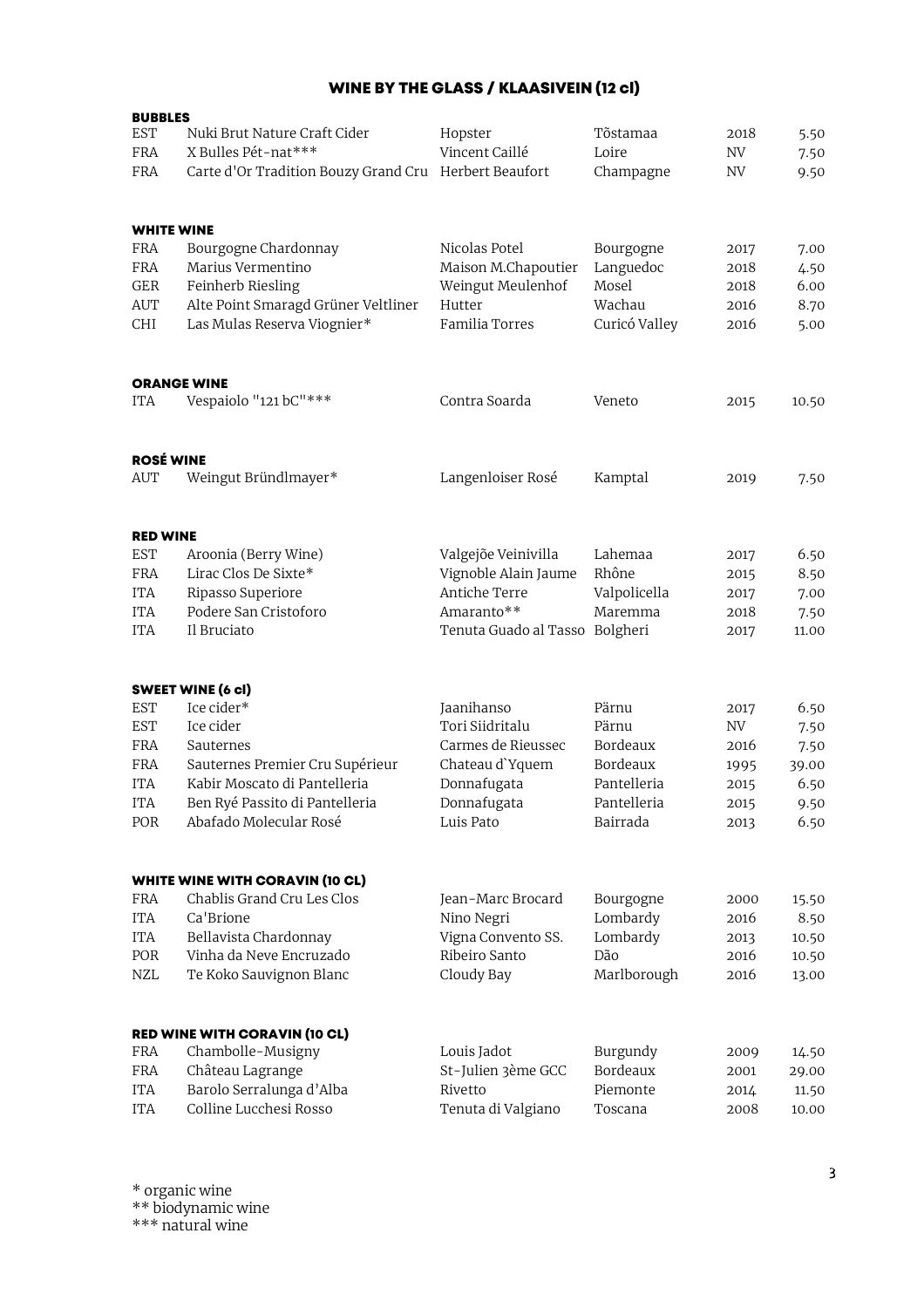# WINE BY THE GLASS / KLAASIVEIN (12 cl)

### BUBBLES

| | | | | | |
|---|---|---|---|---|---|
| EST | Nuki Brut Nature Craft Cider | Hopster | Tõstamaa | 2018 | 5.50 |
| FRA | X Bulles Pét-nat*** | Vincent Caillé | Loire | NV | 7.50 |
| FRA | Carte d'Or Tradition Bouzy Grand Cru | Herbert Beaufort | Champagne | NV | 9.50 |

### WHITE WINE

| | | | | | |
|---|---|---|---|---|---|
| FRA | Bourgogne Chardonnay | Nicolas Potel | Bourgogne | 2017 | 7.00 |
| FRA | Marius Vermentino | Maison M.Chapoutier | Languedoc | 2018 | 4.50 |
| GER | Feinherb Riesling | Weingut Meulenhof | Mosel | 2018 | 6.00 |
| AUT | Alte Point Smaragd Grüner Veltliner | Hutter | Wachau | 2016 | 8.70 |
| CHI | Las Mulas Reserva Viognier* | Familia Torres | Curicó Valley | 2016 | 5.00 |

### ORANGE WINE

| | | | | | |
|---|---|---|---|---|---|
| ITA | Vespaiolo "121 bC"*** | Contra Soarda | Veneto | 2015 | 10.50 |

### ROSÉ WINE

| | | | | | |
|---|---|---|---|---|---|
| AUT | Weingut Bründlmayer* | Langenloiser Rosé | Kamptal | 2019 | 7.50 |

### RED WINE

| | | | | | |
|---|---|---|---|---|---|
| EST | Aroonia (Berry Wine) | Valgejõe Veinivilla | Lahemaa | 2017 | 6.50 |
| FRA | Lirac Clos De Sixte* | Vignoble Alain Jaume | Rhône | 2015 | 8.50 |
| ITA | Ripasso Superiore | Antiche Terre | Valpolicella | 2017 | 7.00 |
| ITA | Podere San Cristoforo | Amaranto** | Maremma | 2018 | 7.50 |
| ITA | Il Bruciato | Tenuta Guado al Tasso | Bolgheri | 2017 | 11.00 |

### SWEET WINE (6 cl)

| | | | | | |
|---|---|---|---|---|---|
| EST | Ice cider* | Jaanihanso | Pärnu | 2017 | 6.50 |
| EST | Ice cider | Tori Siidritalu | Pärnu | NV | 7.50 |
| FRA | Sauternes | Carmes de Rieussec | Bordeaux | 2016 | 7.50 |
| FRA | Sauternes Premier Cru Supérieur | Chateau d`Yquem | Bordeaux | 1995 | 39.00 |
| ITA | Kabir Moscato di Pantelleria | Donnafugata | Pantelleria | 2015 | 6.50 |
| ITA | Ben Ryé Passito di Pantelleria | Donnafugata | Pantelleria | 2015 | 9.50 |
| POR | Abafado Molecular Rosé | Luis Pato | Bairrada | 2013 | 6.50 |

### WHITE WINE WITH CORAVIN (10 CL)

| | | | | | |
|---|---|---|---|---|---|
| FRA | Chablis Grand Cru Les Clos | Jean-Marc Brocard | Bourgogne | 2000 | 15.50 |
| ITA | Ca'Brione | Nino Negri | Lombardy | 2016 | 8.50 |
| ITA | Bellavista Chardonnay | Vigna Convento SS. | Lombardy | 2013 | 10.50 |
| POR | Vinha da Neve Encruzado | Ribeiro Santo | Dão | 2016 | 10.50 |
| NZL | Te Koko Sauvignon Blanc | Cloudy Bay | Marlborough | 2016 | 13.00 |

### RED WINE WITH CORAVIN (10 CL)

| | | | | | |
|---|---|---|---|---|---|
| FRA | Chambolle-Musigny | Louis Jadot | Burgundy | 2009 | 14.50 |
| FRA | Château Lagrange | St-Julien 3ème GCC | Bordeaux | 2001 | 29.00 |
| ITA | Barolo Serralunga d'Alba | Rivetto | Piemonte | 2014 | 11.50 |
| ITA | Colline Lucchesi Rosso | Tenuta di Valgiano | Toscana | 2008 | 10.00 |

\* organic wine
\** biodynamic wine
\*** natural wine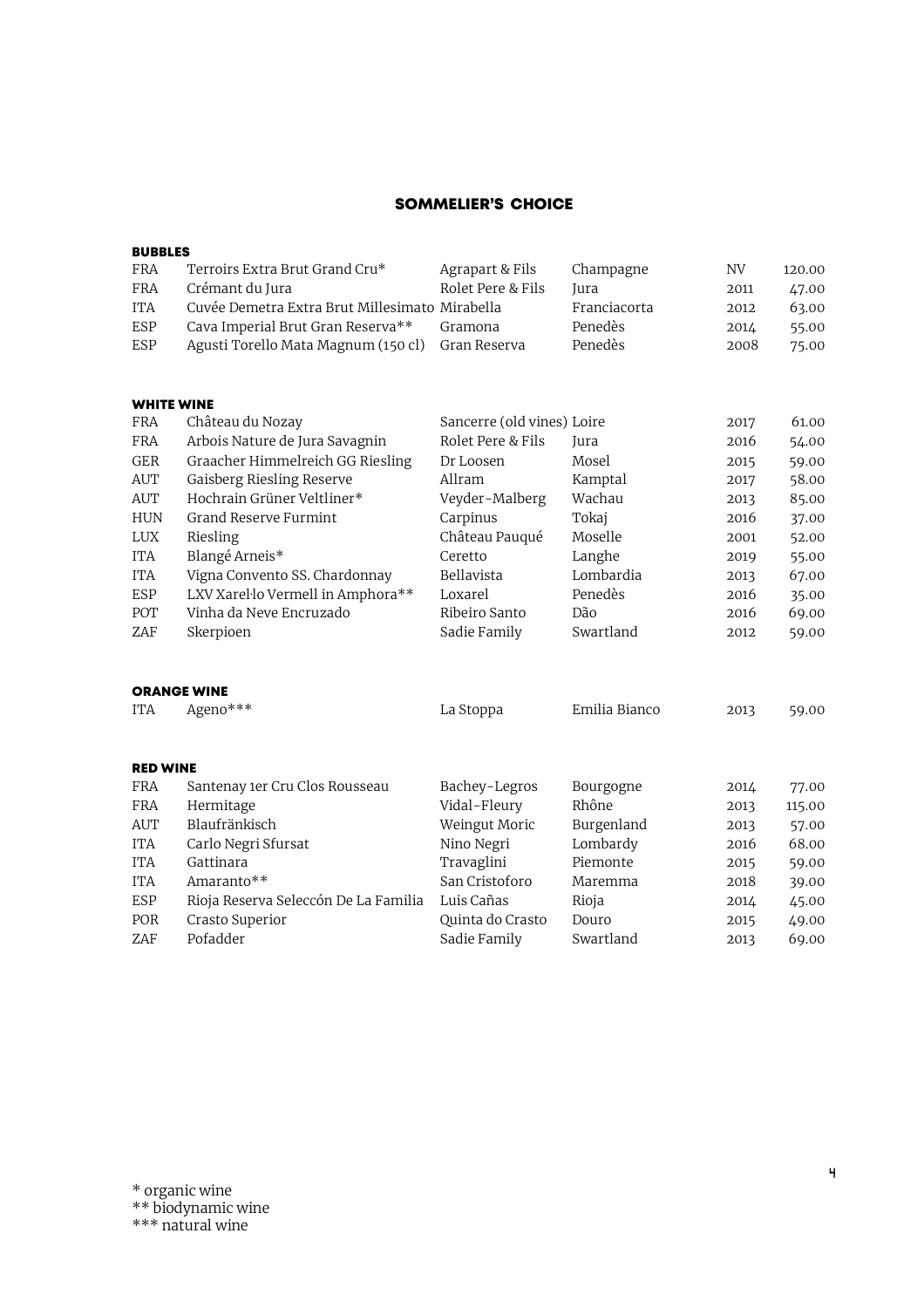## SOMMELIER'S CHOICE

### BUBBLES

| | | | | | |
|---|---|---|---|---|---|
| FRA | Terroirs Extra Brut Grand Cru* | Agrapart & Fils | Champagne | NV | 120.00 |
| FRA | Crémant du Jura | Rolet Pere & Fils | Jura | 2011 | 47.00 |
| ITA | Cuvée Demetra Extra Brut Millesimato | Mirabella | Franciacorta | 2012 | 63.00 |
| ESP | Cava Imperial Brut Gran Reserva** | Gramona | Penedès | 2014 | 55.00 |
| ESP | Agusti Torello Mata Magnum (150 cl) | Gran Reserva | Penedès | 2008 | 75.00 |

### WHITE WINE

| | | | | | |
|---|---|---|---|---|---|
| FRA | Château du Nozay | Sancerre (old vines) | Loire | 2017 | 61.00 |
| FRA | Arbois Nature de Jura Savagnin | Rolet Pere & Fils | Jura | 2016 | 54.00 |
| GER | Graacher Himmelreich GG Riesling | Dr Loosen | Mosel | 2015 | 59.00 |
| AUT | Gaisberg Riesling Reserve | Allram | Kamptal | 2017 | 58.00 |
| AUT | Hochrain Grüner Veltliner* | Veyder-Malberg | Wachau | 2013 | 85.00 |
| HUN | Grand Reserve Furmint | Carpinus | Tokaj | 2016 | 37.00 |
| LUX | Riesling | Château Pauqué | Moselle | 2001 | 52.00 |
| ITA | Blangé Arneis* | Ceretto | Langhe | 2019 | 55.00 |
| ITA | Vigna Convento SS. Chardonnay | Bellavista | Lombardia | 2013 | 67.00 |
| ESP | LXV Xarel·lo Vermell in Amphora** | Loxarel | Penedès | 2016 | 35.00 |
| POT | Vinha da Neve Encruzado | Ribeiro Santo | Dão | 2016 | 69.00 |
| ZAF | Skerpioen | Sadie Family | Swartland | 2012 | 59.00 |

### ORANGE WINE

| | | | | | |
|---|---|---|---|---|---|
| ITA | Ageno*** | La Stoppa | Emilia Bianco | 2013 | 59.00 |

### RED WINE

| | | | | | |
|---|---|---|---|---|---|
| FRA | Santenay 1er Cru Clos Rousseau | Bachey-Legros | Bourgogne | 2014 | 77.00 |
| FRA | Hermitage | Vidal-Fleury | Rhône | 2013 | 115.00 |
| AUT | Blaufränkisch | Weingut Moric | Burgenland | 2013 | 57.00 |
| ITA | Carlo Negri Sfursat | Nino Negri | Lombardy | 2016 | 68.00 |
| ITA | Gattinara | Travaglini | Piemonte | 2015 | 59.00 |
| ITA | Amaranto** | San Cristoforo | Maremma | 2018 | 39.00 |
| ESP | Rioja Reserva Seleccón De La Familia | Luis Cañas | Rioja | 2014 | 45.00 |
| POR | Crasto Superior | Quinta do Crasto | Douro | 2015 | 49.00 |
| ZAF | Pofadder | Sadie Family | Swartland | 2013 | 69.00 |

* organic wine
** biodynamic wine
*** natural wine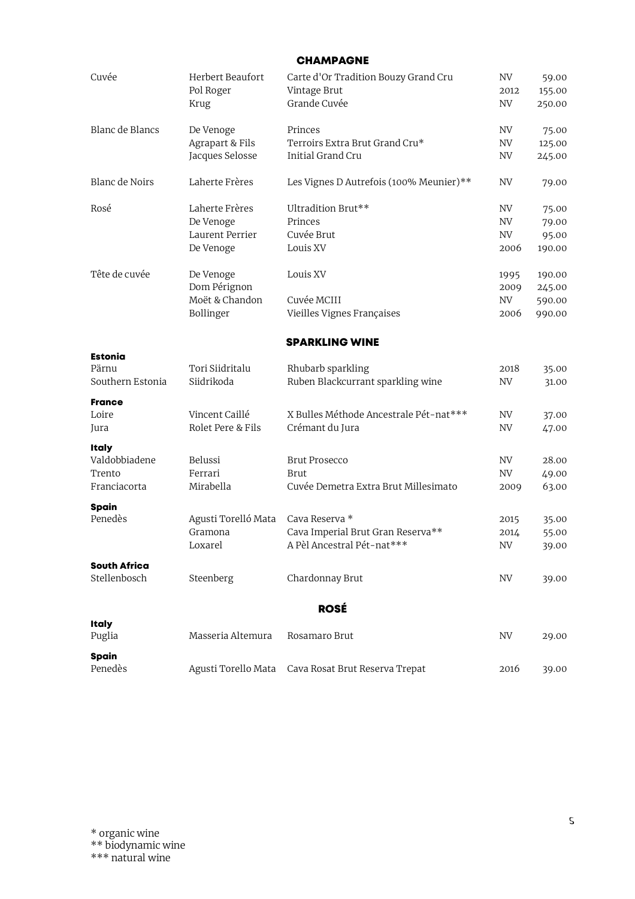## CHAMPAGNE

| | | | | |
|---|---|---|---|---|
| Cuvée | Herbert Beaufort | Carte d'Or Tradition Bouzy Grand Cru | NV | 59.00 |
| | Pol Roger | Vintage Brut | 2012 | 155.00 |
| | Krug | Grande Cuvée | NV | 250.00 |
| Blanc de Blancs | De Venoge | Princes | NV | 75.00 |
| | Agrapart & Fils | Terroirs Extra Brut Grand Cru* | NV | 125.00 |
| | Jacques Selosse | Initial Grand Cru | NV | 245.00 |
| Blanc de Noirs | Laherte Frères | Les Vignes D Autrefois (100% Meunier)** | NV | 79.00 |
| Rosé | Laherte Frères | Ultradition Brut** | NV | 75.00 |
| | De Venoge | Princes | NV | 79.00 |
| | Laurent Perrier | Cuvée Brut | NV | 95.00 |
| | De Venoge | Louis XV | 2006 | 190.00 |
| Tête de cuvée | De Venoge | Louis XV | 1995 | 190.00 |
| | Dom Pérignon | | 2009 | 245.00 |
| | Moët & Chandon | Cuvée MCIII | NV | 590.00 |
| | Bollinger | Vieilles Vignes Françaises | 2006 | 990.00 |

## SPARKLING WINE

| | | | | |
|---|---|---|---|---|
| **Estonia** | | | | |
| Pärnu | Tori Siidritalu | Rhubarb sparkling | 2018 | 35.00 |
| Southern Estonia | Siidrikoda | Ruben Blackcurrant sparkling wine | NV | 31.00 |
| **France** | | | | |
| Loire | Vincent Caillé | X Bulles Méthode Ancestrale Pét-nat*** | NV | 37.00 |
| Jura | Rolet Pere & Fils | Crémant du Jura | NV | 47.00 |
| **Italy** | | | | |
| Valdobbiadene | Belussi | Brut Prosecco | NV | 28.00 |
| Trento | Ferrari | Brut | NV | 49.00 |
| Franciacorta | Mirabella | Cuvée Demetra Extra Brut Millesimato | 2009 | 63.00 |
| **Spain** | | | | |
| Penedès | Agusti Torelló Mata | Cava Reserva * | 2015 | 35.00 |
| | Gramona | Cava Imperial Brut Gran Reserva** | 2014 | 55.00 |
| | Loxarel | A Pèl Ancestral Pét-nat*** | NV | 39.00 |
| **South Africa** | | | | |
| Stellenbosch | Steenberg | Chardonnay Brut | NV | 39.00 |

## ROSÉ

| | | | | |
|---|---|---|---|---|
| **Italy** | | | | |
| Puglia | Masseria Altemura | Rosamaro Brut | NV | 29.00 |
| **Spain** | | | | |
| Penedès | Agusti Torello Mata | Cava Rosat Brut Reserva Trepat | 2016 | 39.00 |

\* organic wine
** biodynamic wine
*** natural wine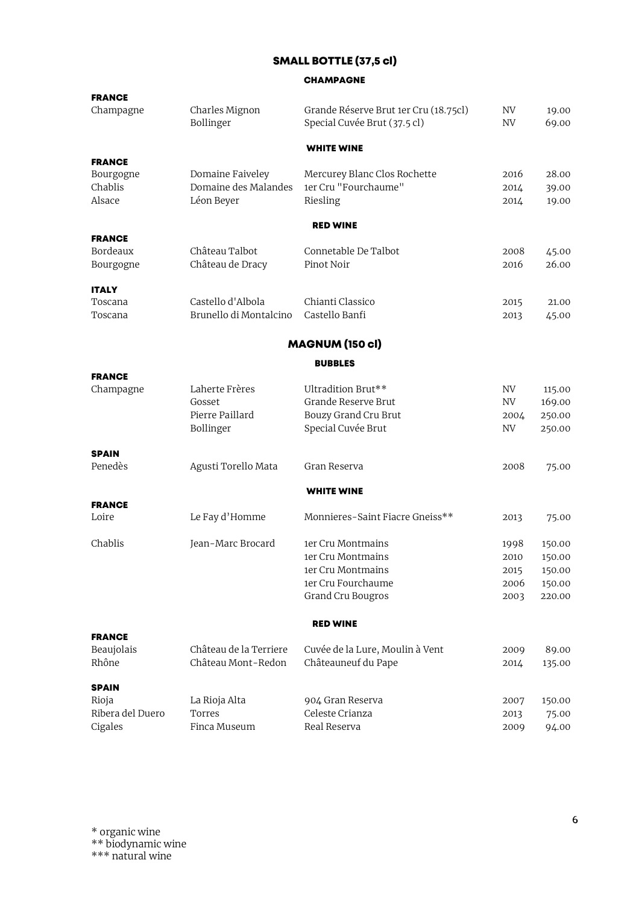## SMALL BOTTLE (37,5 cl)

### CHAMPAGNE

| | | | | |
|---|---|---|---|---|
| **FRANCE** | | | | |
| Champagne | Charles Mignon | Grande Réserve Brut 1er Cru (18.75cl) | NV | 19.00 |
| | Bollinger | Special Cuvée Brut (37.5 cl) | NV | 69.00 |

### WHITE WINE

| | | | | |
|---|---|---|---|---|
| **FRANCE** | | | | |
| Bourgogne | Domaine Faiveley | Mercurey Blanc Clos Rochette | 2016 | 28.00 |
| Chablis | Domaine des Malandes | 1er Cru "Fourchaume" | 2014 | 39.00 |
| Alsace | Léon Beyer | Riesling | 2014 | 19.00 |

### RED WINE

| | | | | |
|---|---|---|---|---|
| **FRANCE** | | | | |
| Bordeaux | Château Talbot | Connetable De Talbot | 2008 | 45.00 |
| Bourgogne | Château de Dracy | Pinot Noir | 2016 | 26.00 |
| **ITALY** | | | | |
| Toscana | Castello d'Albola | Chianti Classico | 2015 | 21.00 |
| Toscana | Brunello di Montalcino | Castello Banfi | 2013 | 45.00 |

## MAGNUM (150 cl)

### BUBBLES

| | | | | |
|---|---|---|---|---|
| **FRANCE** | | | | |
| Champagne | Laherte Frères | Ultradition Brut** | NV | 115.00 |
| | Gosset | Grande Reserve Brut | NV | 169.00 |
| | Pierre Paillard | Bouzy Grand Cru Brut | 2004 | 250.00 |
| | Bollinger | Special Cuvée Brut | NV | 250.00 |
| **SPAIN** | | | | |
| Penedès | Agusti Torello Mata | Gran Reserva | 2008 | 75.00 |

### WHITE WINE

| | | | | |
|---|---|---|---|---|
| **FRANCE** | | | | |
| Loire | Le Fay d'Homme | Monnieres-Saint Fiacre Gneiss** | 2013 | 75.00 |
| Chablis | Jean-Marc Brocard | 1er Cru Montmains | 1998 | 150.00 |
| | | 1er Cru Montmains | 2010 | 150.00 |
| | | 1er Cru Montmains | 2015 | 150.00 |
| | | 1er Cru Fourchaume | 2006 | 150.00 |
| | | Grand Cru Bougros | 2003 | 220.00 |

### RED WINE

| | | | | |
|---|---|---|---|---|
| **FRANCE** | | | | |
| Beaujolais | Château de la Terriere | Cuvée de la Lure, Moulin à Vent | 2009 | 89.00 |
| Rhône | Château Mont-Redon | Châteauneuf du Pape | 2014 | 135.00 |
| **SPAIN** | | | | |
| Rioja | La Rioja Alta | 904 Gran Reserva | 2007 | 150.00 |
| Ribera del Duero | Torres | Celeste Crianza | 2013 | 75.00 |
| Cigales | Finca Museum | Real Reserva | 2009 | 94.00 |

* organic wine
** biodynamic wine
*** natural wine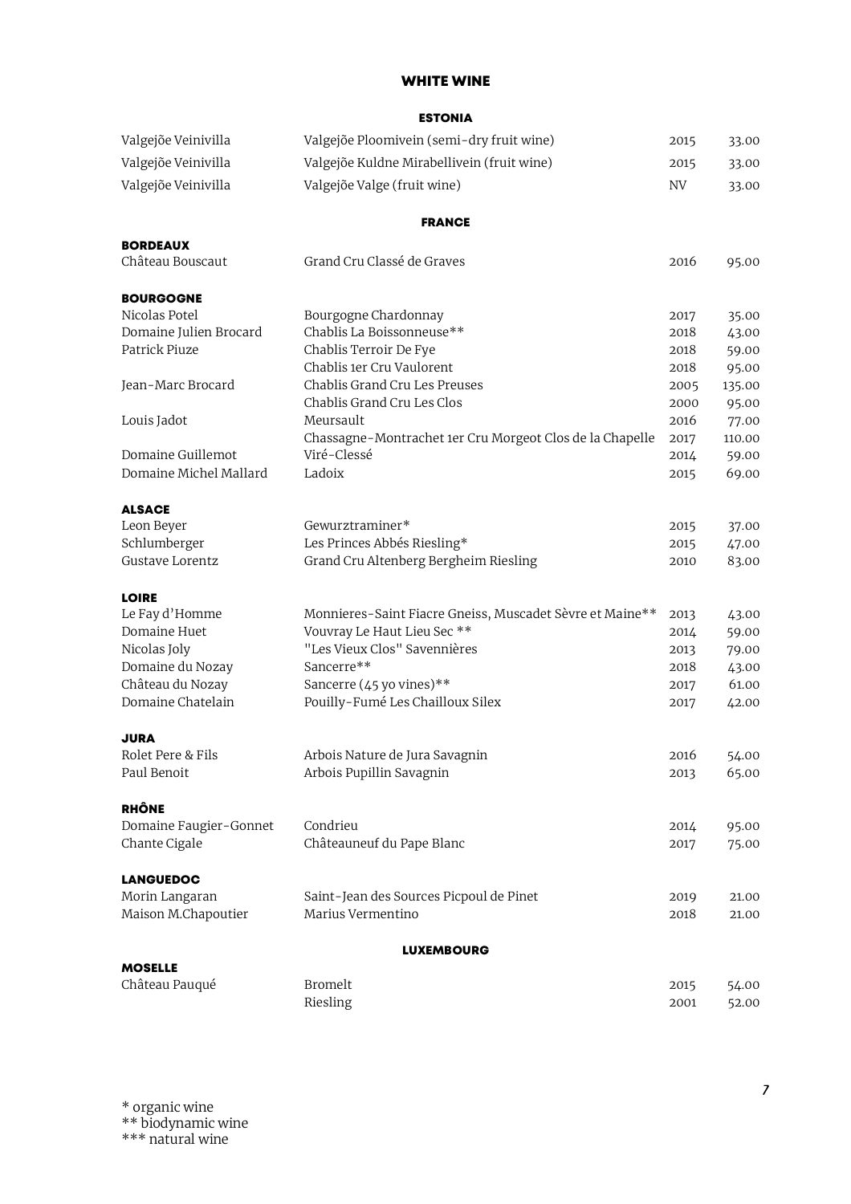# WHITE WINE

## ESTONIA

| | | | |
|---|---|---|---|
| Valgejõe Veinivilla | Valgejõe Ploomivein (semi-dry fruit wine) | 2015 | 33.00 |
| Valgejõe Veinivilla | Valgejõe Kuldne Mirabellivein (fruit wine) | 2015 | 33.00 |
| Valgejõe Veinivilla | Valgejõe Valge (fruit wine) | NV | 33.00 |

## FRANCE

### BORDEAUX

| | | | |
|---|---|---|---|
| Château Bouscaut | Grand Cru Classé de Graves | 2016 | 95.00 |

### BOURGOGNE

| | | | |
|---|---|---|---|
| Nicolas Potel | Bourgogne Chardonnay | 2017 | 35.00 |
| Domaine Julien Brocard | Chablis La Boissonneuse** | 2018 | 43.00 |
| Patrick Piuze | Chablis Terroir De Fye | 2018 | 59.00 |
| | Chablis 1er Cru Vaulorent | 2018 | 95.00 |
| Jean-Marc Brocard | Chablis Grand Cru Les Preuses | 2005 | 135.00 |
| | Chablis Grand Cru Les Clos | 2000 | 95.00 |
| Louis Jadot | Meursault | 2016 | 77.00 |
| | Chassagne-Montrachet 1er Cru Morgeot Clos de la Chapelle | 2017 | 110.00 |
| Domaine Guillemot | Viré-Clessé | 2014 | 59.00 |
| Domaine Michel Mallard | Ladoix | 2015 | 69.00 |

### ALSACE

| | | | |
|---|---|---|---|
| Leon Beyer | Gewurztraminer* | 2015 | 37.00 |
| Schlumberger | Les Princes Abbés Riesling* | 2015 | 47.00 |
| Gustave Lorentz | Grand Cru Altenberg Bergheim Riesling | 2010 | 83.00 |

### LOIRE

| | | | |
|---|---|---|---|
| Le Fay d'Homme | Monnieres-Saint Fiacre Gneiss, Muscadet Sèvre et Maine** | 2013 | 43.00 |
| Domaine Huet | Vouvray Le Haut Lieu Sec ** | 2014 | 59.00 |
| Nicolas Joly | "Les Vieux Clos" Savennières | 2013 | 79.00 |
| Domaine du Nozay | Sancerre** | 2018 | 43.00 |
| Château du Nozay | Sancerre (45 yo vines)** | 2017 | 61.00 |
| Domaine Chatelain | Pouilly-Fumé Les Chailloux Silex | 2017 | 42.00 |

### JURA

| | | | |
|---|---|---|---|
| Rolet Pere & Fils | Arbois Nature de Jura Savagnin | 2016 | 54.00 |
| Paul Benoit | Arbois Pupillin Savagnin | 2013 | 65.00 |

### RHÔNE

| | | | |
|---|---|---|---|
| Domaine Faugier-Gonnet | Condrieu | 2014 | 95.00 |
| Chante Cigale | Châteauneuf du Pape Blanc | 2017 | 75.00 |

### LANGUEDOC

| | | | |
|---|---|---|---|
| Morin Langaran | Saint-Jean des Sources Picpoul de Pinet | 2019 | 21.00 |
| Maison M.Chapoutier | Marius Vermentino | 2018 | 21.00 |

## LUXEMBOURG

### MOSELLE

| | | | |
|---|---|---|---|
| Château Pauqué | Bromelt | 2015 | 54.00 |
| | Riesling | 2001 | 52.00 |

\* organic wine
** biodynamic wine
*** natural wine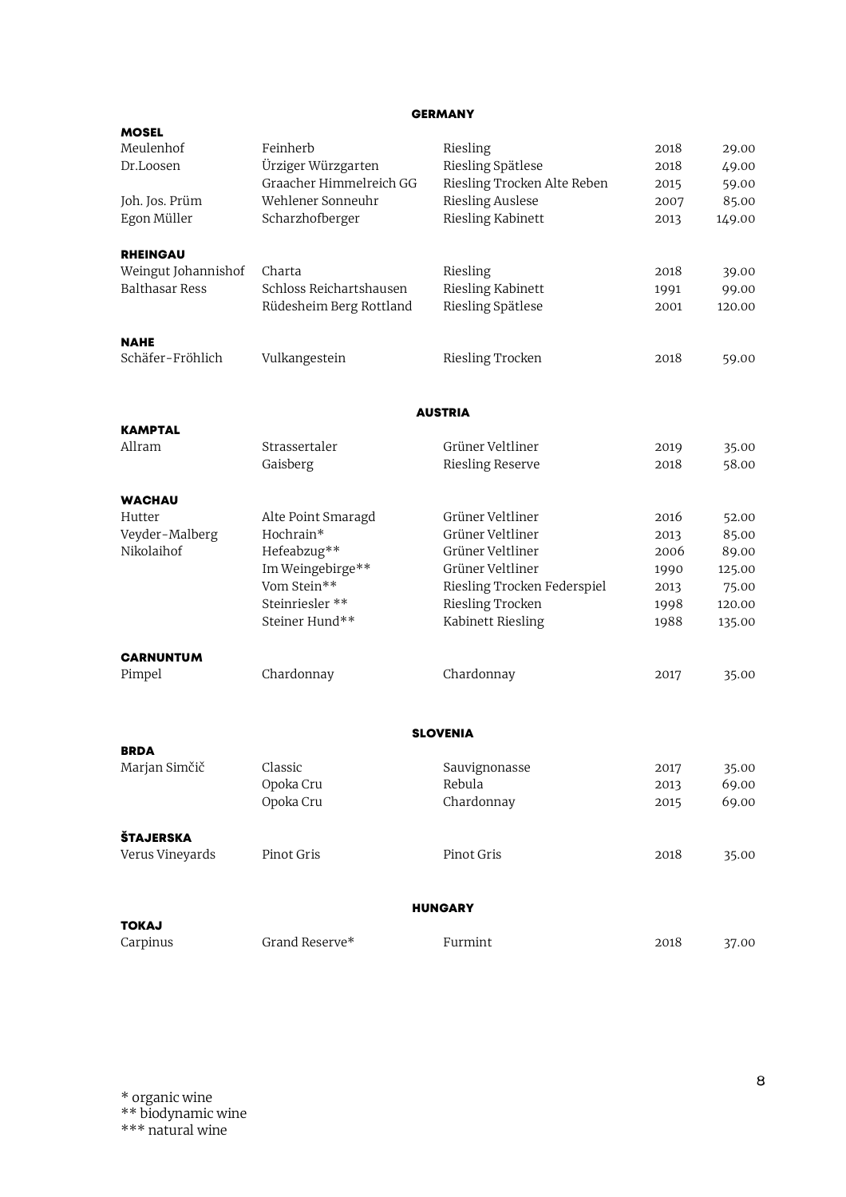## GERMANY

### MOSEL

| | | | | |
|---|---|---|---|---|
| Meulenhof | Feinherb | Riesling | 2018 | 29.00 |
| Dr.Loosen | Ürziger Würzgarten | Riesling Spätlese | 2018 | 49.00 |
| | Graacher Himmelreich GG | Riesling Trocken Alte Reben | 2015 | 59.00 |
| Joh. Jos. Prüm | Wehlener Sonneuhr | Riesling Auslese | 2007 | 85.00 |
| Egon Müller | Scharzhofberger | Riesling Kabinett | 2013 | 149.00 |

### RHEINGAU

| | | | | |
|---|---|---|---|---|
| Weingut Johannishof | Charta | Riesling | 2018 | 39.00 |
| Balthasar Ress | Schloss Reichartshausen | Riesling Kabinett | 1991 | 99.00 |
| | Rüdesheim Berg Rottland | Riesling Spätlese | 2001 | 120.00 |

### NAHE

| | | | | |
|---|---|---|---|---|
| Schäfer-Fröhlich | Vulkangestein | Riesling Trocken | 2018 | 59.00 |

## AUSTRIA

### KAMPTAL

| | | | | |
|---|---|---|---|---|
| Allram | Strassertaler | Grüner Veltliner | 2019 | 35.00 |
| | Gaisberg | Riesling Reserve | 2018 | 58.00 |

### WACHAU

| | | | | |
|---|---|---|---|---|
| Hutter | Alte Point Smaragd | Grüner Veltliner | 2016 | 52.00 |
| Veyder-Malberg | Hochrain* | Grüner Veltliner | 2013 | 85.00 |
| Nikolaihof | Hefeabzug** | Grüner Veltliner | 2006 | 89.00 |
| | Im Weingebirge** | Grüner Veltliner | 1990 | 125.00 |
| | Vom Stein** | Riesling Trocken Federspiel | 2013 | 75.00 |
| | Steinriesler ** | Riesling Trocken | 1998 | 120.00 |
| | Steiner Hund** | Kabinett Riesling | 1988 | 135.00 |

### CARNUNTUM

| | | | | |
|---|---|---|---|---|
| Pimpel | Chardonnay | Chardonnay | 2017 | 35.00 |

## SLOVENIA

### BRDA

| | | | | |
|---|---|---|---|---|
| Marjan Simčič | Classic | Sauvignonasse | 2017 | 35.00 |
| | Opoka Cru | Rebula | 2013 | 69.00 |
| | Opoka Cru | Chardonnay | 2015 | 69.00 |

### ŠTAJERSKA

| | | | | |
|---|---|---|---|---|
| Verus Vineyards | Pinot Gris | Pinot Gris | 2018 | 35.00 |

## HUNGARY

### TOKAJ

| | | | | |
|---|---|---|---|---|
| Carpinus | Grand Reserve* | Furmint | 2018 | 37.00 |

* organic wine
** biodynamic wine
*** natural wine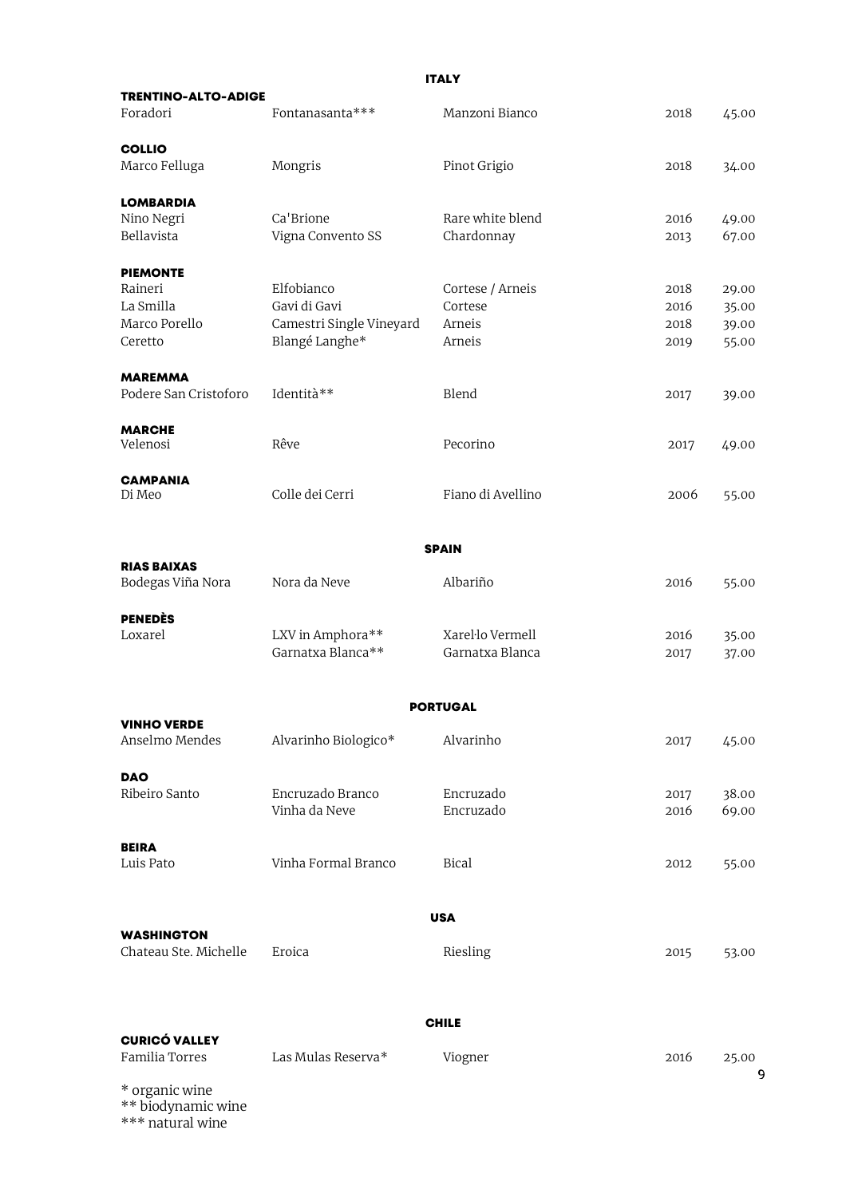## ITALY

### TRENTINO-ALTO-ADIGE

| | | | | |
|---|---|---|---|---|
| Foradori | Fontanasanta*** | Manzoni Bianco | 2018 | 45.00 |

### COLLIO

| | | | | |
|---|---|---|---|---|
| Marco Felluga | Mongris | Pinot Grigio | 2018 | 34.00 |

### LOMBARDIA

| | | | | |
|---|---|---|---|---|
| Nino Negri | Ca'Brione | Rare white blend | 2016 | 49.00 |
| Bellavista | Vigna Convento SS | Chardonnay | 2013 | 67.00 |

### PIEMONTE

| | | | | |
|---|---|---|---|---|
| Raineri | Elfobianco | Cortese / Arneis | 2018 | 29.00 |
| La Smilla | Gavi di Gavi | Cortese | 2016 | 35.00 |
| Marco Porello | Camestri Single Vineyard | Arneis | 2018 | 39.00 |
| Ceretto | Blangé Langhe* | Arneis | 2019 | 55.00 |

### MAREMMA

| | | | | |
|---|---|---|---|---|
| Podere San Cristoforo | Identità** | Blend | 2017 | 39.00 |

### MARCHE

| | | | | |
|---|---|---|---|---|
| Velenosi | Rêve | Pecorino | 2017 | 49.00 |

### CAMPANIA

| | | | | |
|---|---|---|---|---|
| Di Meo | Colle dei Cerri | Fiano di Avellino | 2006 | 55.00 |

## SPAIN

### RIAS BAIXAS

| | | | | |
|---|---|---|---|---|
| Bodegas Viña Nora | Nora da Neve | Albariño | 2016 | 55.00 |

### PENEDÈS

| | | | | |
|---|---|---|---|---|
| Loxarel | LXV in Amphora** | Xarel·lo Vermell | 2016 | 35.00 |
| | Garnatxa Blanca** | Garnatxa Blanca | 2017 | 37.00 |

## PORTUGAL

### VINHO VERDE

| | | | | |
|---|---|---|---|---|
| Anselmo Mendes | Alvarinho Biologico* | Alvarinho | 2017 | 45.00 |

### DAO

| | | | | |
|---|---|---|---|---|
| Ribeiro Santo | Encruzado Branco | Encruzado | 2017 | 38.00 |
| | Vinha da Neve | Encruzado | 2016 | 69.00 |

### BEIRA

| | | | | |
|---|---|---|---|---|
| Luis Pato | Vinha Formal Branco | Bical | 2012 | 55.00 |

## USA

### WASHINGTON

| | | | | |
|---|---|---|---|---|
| Chateau Ste. Michelle | Eroica | Riesling | 2015 | 53.00 |

## CHILE

### CURICÓ VALLEY

| | | | | |
|---|---|---|---|---|
| Familia Torres | Las Mulas Reserva* | Viogner | 2016 | 25.00 |

\* organic wine
\** biodynamic wine
\*** natural wine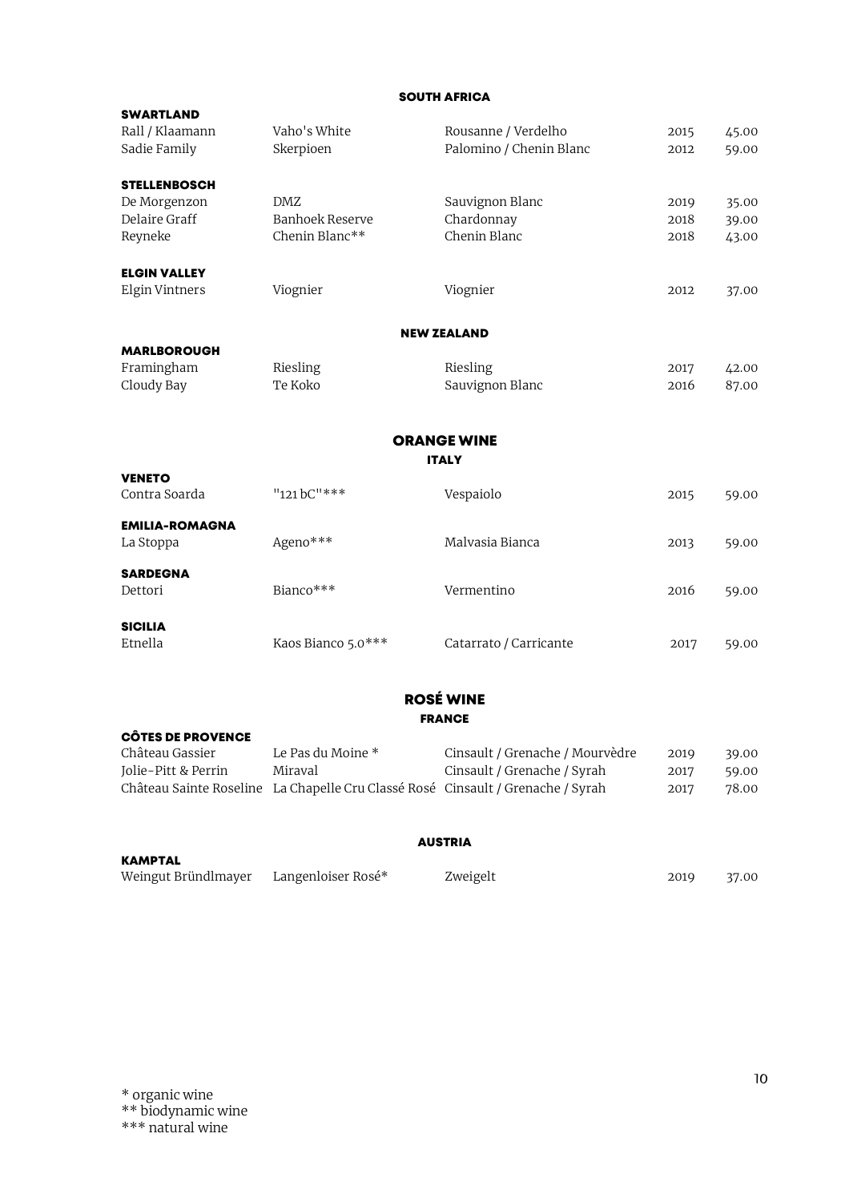## SOUTH AFRICA

### SWARTLAND

| | | | | |
|---|---|---|---|---|
| Rall / Klaamann | Vaho's White | Rousanne / Verdelho | 2015 | 45.00 |
| Sadie Family | Skerpioen | Palomino / Chenin Blanc | 2012 | 59.00 |

### STELLENBOSCH

| | | | | |
|---|---|---|---|---|
| De Morgenzon | DMZ | Sauvignon Blanc | 2019 | 35.00 |
| Delaire Graff | Banhoek Reserve | Chardonnay | 2018 | 39.00 |
| Reyneke | Chenin Blanc** | Chenin Blanc | 2018 | 43.00 |

### ELGIN VALLEY

| | | | | |
|---|---|---|---|---|
| Elgin Vintners | Viognier | Viognier | 2012 | 37.00 |

## NEW ZEALAND

### MARLBOROUGH

| | | | | |
|---|---|---|---|---|
| Framingham | Riesling | Riesling | 2017 | 42.00 |
| Cloudy Bay | Te Koko | Sauvignon Blanc | 2016 | 87.00 |

# ORANGE WINE

## ITALY

### VENETO

| | | | | |
|---|---|---|---|---|
| Contra Soarda | "121 bC"*** | Vespaiolo | 2015 | 59.00 |

### EMILIA-ROMAGNA

| | | | | |
|---|---|---|---|---|
| La Stoppa | Ageno*** | Malvasia Bianca | 2013 | 59.00 |

### SARDEGNA

| | | | | |
|---|---|---|---|---|
| Dettori | Bianco*** | Vermentino | 2016 | 59.00 |

### SICILIA

| | | | | |
|---|---|---|---|---|
| Etnella | Kaos Bianco 5.0*** | Catarrato / Carricante | 2017 | 59.00 |

# ROSÉ WINE

## FRANCE

### CÔTES DE PROVENCE

| | | | | |
|---|---|---|---|---|
| Château Gassier | Le Pas du Moine * | Cinsault / Grenache / Mourvèdre | 2019 | 39.00 |
| Jolie-Pitt & Perrin | Miraval | Cinsault / Grenache / Syrah | 2017 | 59.00 |
| Château Sainte Roseline | La Chapelle Cru Classé Rosé | Cinsault / Grenache / Syrah | 2017 | 78.00 |

## AUSTRIA

### KAMPTAL

| | | | | |
|---|---|---|---|---|
| Weingut Bründlmayer | Langenloiser Rosé* | Zweigelt | 2019 | 37.00 |

\* organic wine
** biodynamic wine
*** natural wine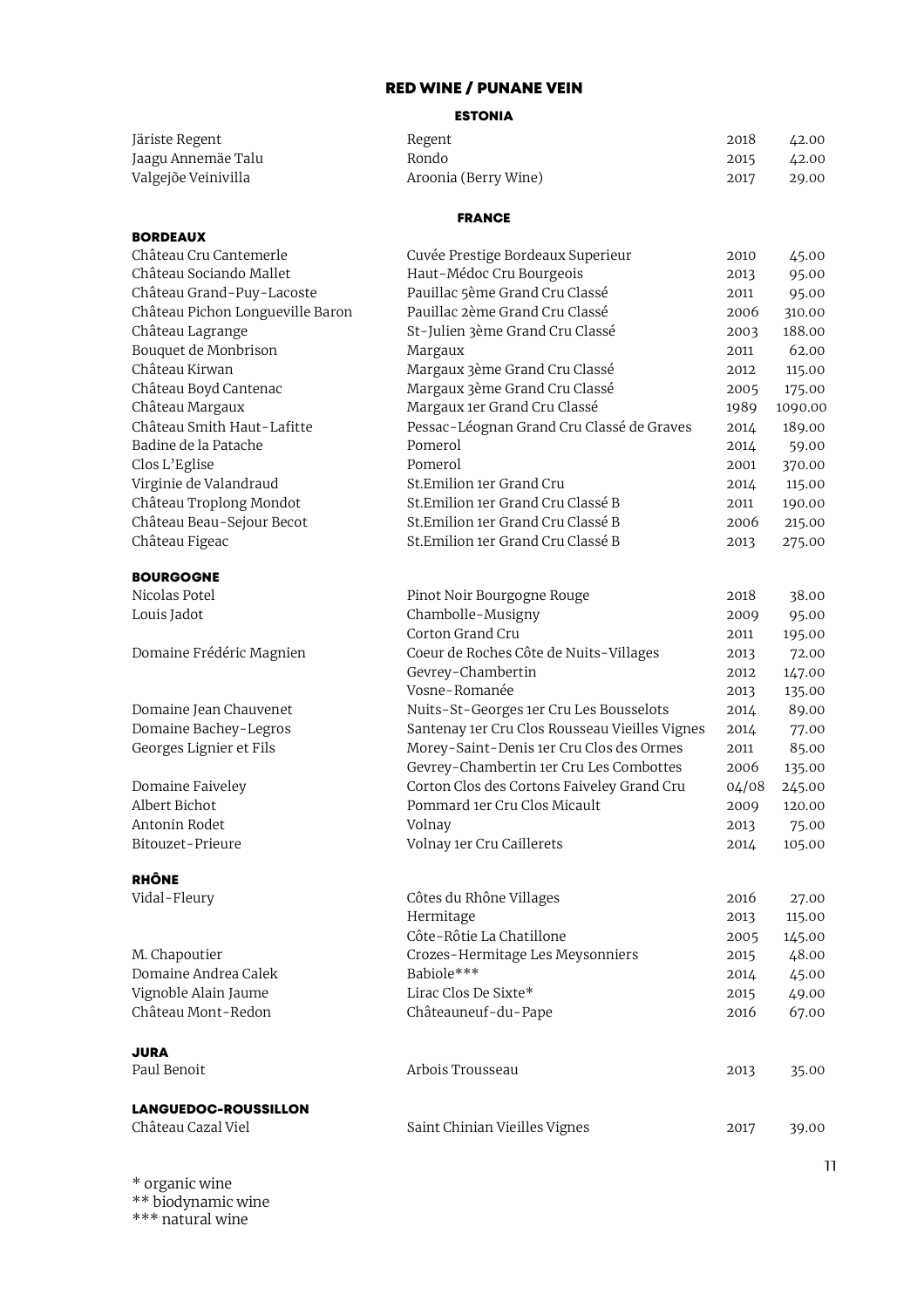# RED WINE / PUNANE VEIN

## ESTONIA

| | | | |
|---|---|---|---|
| Järiste Regent | Regent | 2018 | 42.00 |
| Jaagu Annemäe Talu | Rondo | 2015 | 42.00 |
| Valgejõe Veinivilla | Aroonia (Berry Wine) | 2017 | 29.00 |

## FRANCE

### BORDEAUX

| | | | |
|---|---|---|---|
| Château Cru Cantemerle | Cuvée Prestige Bordeaux Superieur | 2010 | 45.00 |
| Château Sociando Mallet | Haut-Médoc Cru Bourgeois | 2013 | 95.00 |
| Château Grand-Puy-Lacoste | Pauillac 5ème Grand Cru Classé | 2011 | 95.00 |
| Château Pichon Longueville Baron | Pauillac 2ème Grand Cru Classé | 2006 | 310.00 |
| Château Lagrange | St-Julien 3ème Grand Cru Classé | 2003 | 188.00 |
| Bouquet de Monbrison | Margaux | 2011 | 62.00 |
| Château Kirwan | Margaux 3ème Grand Cru Classé | 2012 | 115.00 |
| Château Boyd Cantenac | Margaux 3ème Grand Cru Classé | 2005 | 175.00 |
| Château Margaux | Margaux 1er Grand Cru Classé | 1989 | 1090.00 |
| Château Smith Haut-Lafitte | Pessac-Léognan Grand Cru Classé de Graves | 2014 | 189.00 |
| Badine de la Patache | Pomerol | 2014 | 59.00 |
| Clos L'Eglise | Pomerol | 2001 | 370.00 |
| Virginie de Valandraud | St.Emilion 1er Grand Cru | 2014 | 115.00 |
| Château Troplong Mondot | St.Emilion 1er Grand Cru Classé B | 2011 | 190.00 |
| Château Beau-Sejour Becot | St.Emilion 1er Grand Cru Classé B | 2006 | 215.00 |
| Château Figeac | St.Emilion 1er Grand Cru Classé B | 2013 | 275.00 |

### BOURGOGNE

| | | | |
|---|---|---|---|
| Nicolas Potel | Pinot Noir Bourgogne Rouge | 2018 | 38.00 |
| Louis Jadot | Chambolle-Musigny | 2009 | 95.00 |
| | Corton Grand Cru | 2011 | 195.00 |
| Domaine Frédéric Magnien | Coeur de Roches Côte de Nuits-Villages | 2013 | 72.00 |
| | Gevrey-Chambertin | 2012 | 147.00 |
| | Vosne-Romanée | 2013 | 135.00 |
| Domaine Jean Chauvenet | Nuits-St-Georges 1er Cru Les Bousselots | 2014 | 89.00 |
| Domaine Bachey-Legros | Santenay 1er Cru Clos Rousseau Vieilles Vignes | 2014 | 77.00 |
| Georges Lignier et Fils | Morey-Saint-Denis 1er Cru Clos des Ormes | 2011 | 85.00 |
| | Gevrey-Chambertin 1er Cru Les Combottes | 2006 | 135.00 |
| Domaine Faiveley | Corton Clos des Cortons Faiveley Grand Cru | 04/08 | 245.00 |
| Albert Bichot | Pommard 1er Cru Clos Micault | 2009 | 120.00 |
| Antonin Rodet | Volnay | 2013 | 75.00 |
| Bitouzet-Prieure | Volnay 1er Cru Caillerets | 2014 | 105.00 |

### RHÔNE

| | | | |
|---|---|---|---|
| Vidal-Fleury | Côtes du Rhône Villages | 2016 | 27.00 |
| | Hermitage | 2013 | 115.00 |
| | Côte-Rôtie La Chatillone | 2005 | 145.00 |
| M. Chapoutier | Crozes-Hermitage Les Meysonniers | 2015 | 48.00 |
| Domaine Andrea Calek | Babiole*** | 2014 | 45.00 |
| Vignoble Alain Jaume | Lirac Clos De Sixte* | 2015 | 49.00 |
| Château Mont-Redon | Châteauneuf-du-Pape | 2016 | 67.00 |

### JURA

| | | | |
|---|---|---|---|
| Paul Benoit | Arbois Trousseau | 2013 | 35.00 |

### LANGUEDOC-ROUSSILLON

| | | | |
|---|---|---|---|
| Château Cazal Viel | Saint Chinian Vieilles Vignes | 2017 | 39.00 |

\* organic wine
\** biodynamic wine
\*** natural wine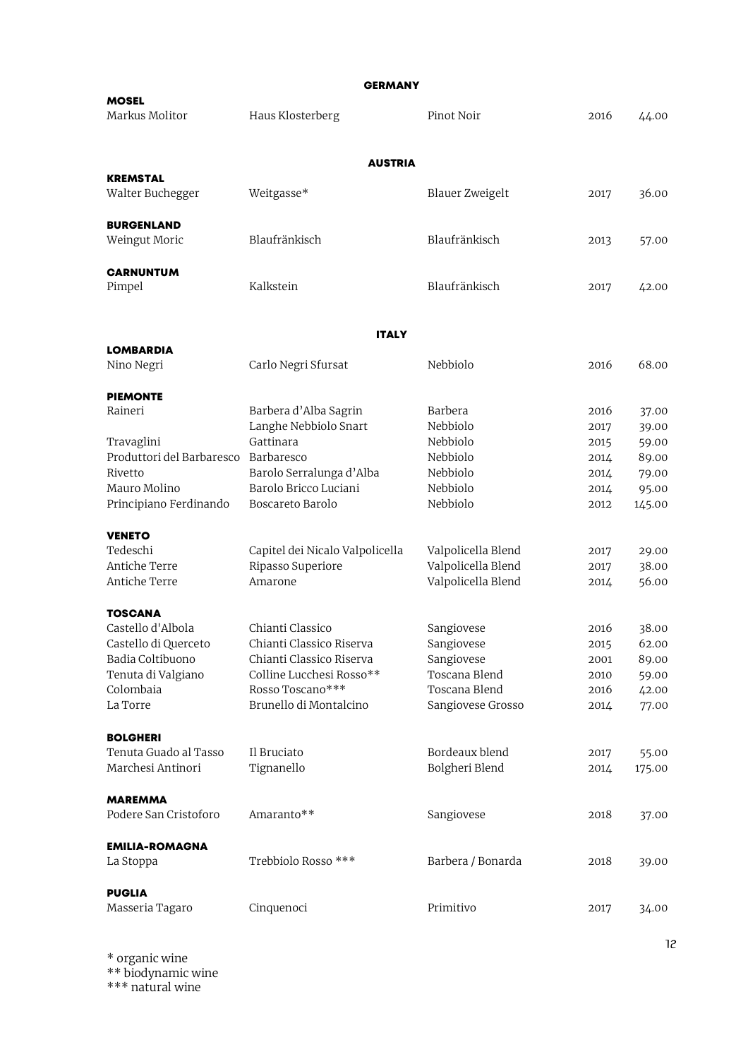## GERMANY

### MOSEL

| | | | | |
|---|---|---|---|---|
| Markus Molitor | Haus Klosterberg | Pinot Noir | 2016 | 44.00 |

## AUSTRIA

### KREMSTAL

| | | | | |
|---|---|---|---|---|
| Walter Buchegger | Weitgasse* | Blauer Zweigelt | 2017 | 36.00 |

### BURGENLAND

| | | | | |
|---|---|---|---|---|
| Weingut Moric | Blaufränkisch | Blaufränkisch | 2013 | 57.00 |

### CARNUNTUM

| | | | | |
|---|---|---|---|---|
| Pimpel | Kalkstein | Blaufränkisch | 2017 | 42.00 |

## ITALY

### LOMBARDIA

| | | | | |
|---|---|---|---|---|
| Nino Negri | Carlo Negri Sfursat | Nebbiolo | 2016 | 68.00 |

### PIEMONTE

| | | | | |
|---|---|---|---|---|
| Raineri | Barbera d'Alba Sagrin | Barbera | 2016 | 37.00 |
| | Langhe Nebbiolo Snart | Nebbiolo | 2017 | 39.00 |
| Travaglini | Gattinara | Nebbiolo | 2015 | 59.00 |
| Produttori del Barbaresco | Barbaresco | Nebbiolo | 2014 | 89.00 |
| Rivetto | Barolo Serralunga d'Alba | Nebbiolo | 2014 | 79.00 |
| Mauro Molino | Barolo Bricco Luciani | Nebbiolo | 2014 | 95.00 |
| Principiano Ferdinando | Boscareto Barolo | Nebbiolo | 2012 | 145.00 |

### VENETO

| | | | | |
|---|---|---|---|---|
| Tedeschi | Capitel dei Nicalo Valpolicella | Valpolicella Blend | 2017 | 29.00 |
| Antiche Terre | Ripasso Superiore | Valpolicella Blend | 2017 | 38.00 |
| Antiche Terre | Amarone | Valpolicella Blend | 2014 | 56.00 |

### TOSCANA

| | | | | |
|---|---|---|---|---|
| Castello d'Albola | Chianti Classico | Sangiovese | 2016 | 38.00 |
| Castello di Querceto | Chianti Classico Riserva | Sangiovese | 2015 | 62.00 |
| Badia Coltibuono | Chianti Classico Riserva | Sangiovese | 2001 | 89.00 |
| Tenuta di Valgiano | Colline Lucchesi Rosso** | Toscana Blend | 2010 | 59.00 |
| Colombaia | Rosso Toscano*** | Toscana Blend | 2016 | 42.00 |
| La Torre | Brunello di Montalcino | Sangiovese Grosso | 2014 | 77.00 |

### BOLGHERI

| | | | | |
|---|---|---|---|---|
| Tenuta Guado al Tasso | Il Bruciato | Bordeaux blend | 2017 | 55.00 |
| Marchesi Antinori | Tignanello | Bolgheri Blend | 2014 | 175.00 |

### MAREMMA

| | | | | |
|---|---|---|---|---|
| Podere San Cristoforo | Amaranto** | Sangiovese | 2018 | 37.00 |

### EMILIA-ROMAGNA

| | | | | |
|---|---|---|---|---|
| La Stoppa | Trebbiolo Rosso *** | Barbera / Bonarda | 2018 | 39.00 |

### PUGLIA

| | | | | |
|---|---|---|---|---|
| Masseria Tagaro | Cinquenoci | Primitivo | 2017 | 34.00 |

\* organic wine
** biodynamic wine
*** natural wine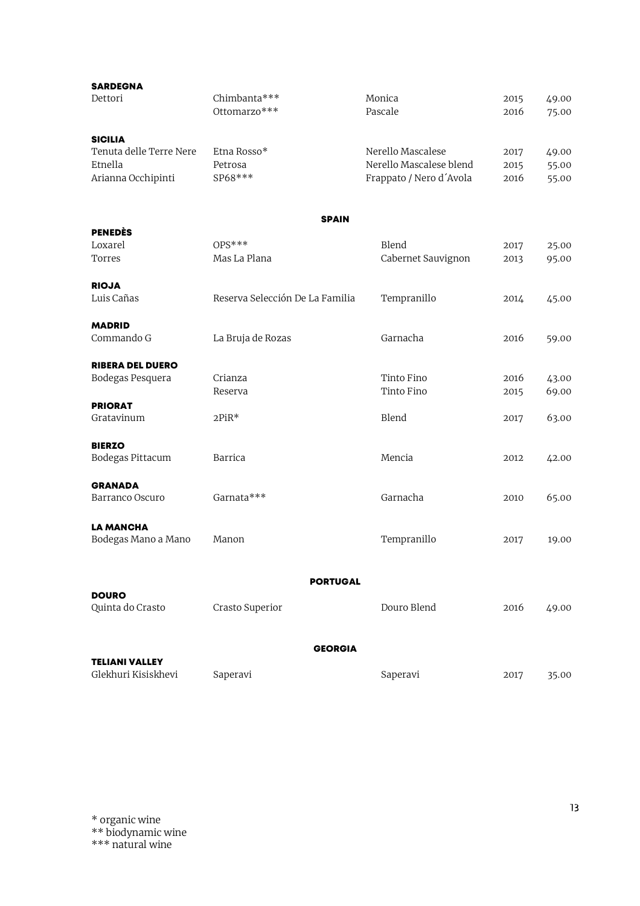**SARDEGNA**

| | | | | |
|---|---|---|---|---|
| Dettori | Chimbanta*** | Monica | 2015 | 49.00 |
| | Ottomarzo*** | Pascale | 2016 | 75.00 |

**SICILIA**

| | | | | |
|---|---|---|---|---|
| Tenuta delle Terre Nere | Etna Rosso* | Nerello Mascalese | 2017 | 49.00 |
| Etnella | Petrosa | Nerello Mascalese blend | 2015 | 55.00 |
| Arianna Occhipinti | SP68*** | Frappato / Nero d´Avola | 2016 | 55.00 |

## SPAIN

**PENEDÈS**

| | | | | |
|---|---|---|---|---|
| Loxarel | OPS*** | Blend | 2017 | 25.00 |
| Torres | Mas La Plana | Cabernet Sauvignon | 2013 | 95.00 |

**RIOJA**

| | | | | |
|---|---|---|---|---|
| Luis Cañas | Reserva Selección De La Familia | Tempranillo | 2014 | 45.00 |

**MADRID**

| | | | | |
|---|---|---|---|---|
| Commando G | La Bruja de Rozas | Garnacha | 2016 | 59.00 |

**RIBERA DEL DUERO**

| | | | | |
|---|---|---|---|---|
| Bodegas Pesquera | Crianza | Tinto Fino | 2016 | 43.00 |
| | Reserva | Tinto Fino | 2015 | 69.00 |

**PRIORAT**

| | | | | |
|---|---|---|---|---|
| Gratavinum | 2PiR* | Blend | 2017 | 63.00 |

**BIERZO**

| | | | | |
|---|---|---|---|---|
| Bodegas Pittacum | Barrica | Mencia | 2012 | 42.00 |

**GRANADA**

| | | | | |
|---|---|---|---|---|
| Barranco Oscuro | Garnata*** | Garnacha | 2010 | 65.00 |

**LA MANCHA**

| | | | | |
|---|---|---|---|---|
| Bodegas Mano a Mano | Manon | Tempranillo | 2017 | 19.00 |

## PORTUGAL

**DOURO**

| | | | | |
|---|---|---|---|---|
| Quinta do Crasto | Crasto Superior | Douro Blend | 2016 | 49.00 |

## GEORGIA

**TELIANI VALLEY**

| | | | | |
|---|---|---|---|---|
| Glekhuri Kisiskhevi | Saperavi | Saperavi | 2017 | 35.00 |

* organic wine
** biodynamic wine
*** natural wine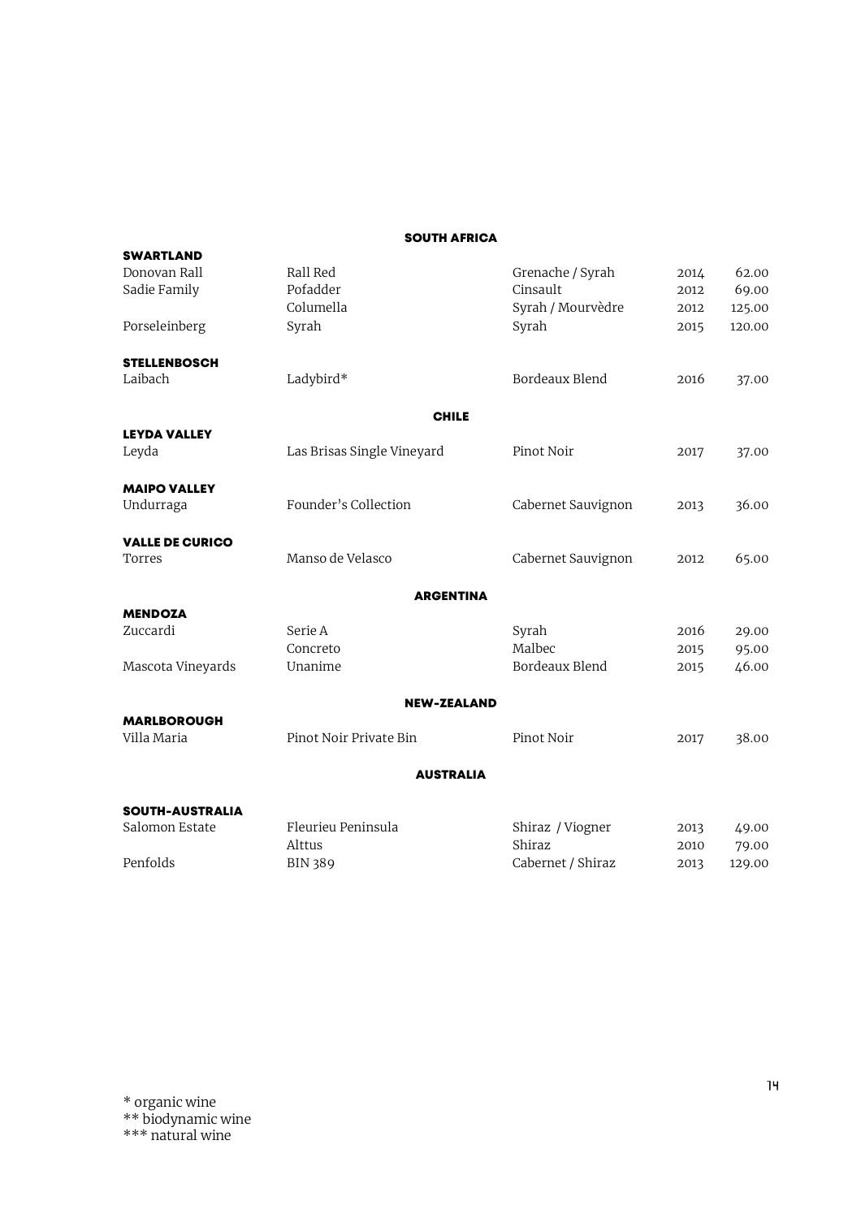## SOUTH AFRICA

### SWARTLAND

| | | | | |
|---|---|---|---|---|
| Donovan Rall | Rall Red | Grenache / Syrah | 2014 | 62.00 |
| Sadie Family | Pofadder | Cinsault | 2012 | 69.00 |
| | Columella | Syrah / Mourvèdre | 2012 | 125.00 |
| Porseleinberg | Syrah | Syrah | 2015 | 120.00 |

### STELLENBOSCH

| | | | | |
|---|---|---|---|---|
| Laibach | Ladybird* | Bordeaux Blend | 2016 | 37.00 |

## CHILE

### LEYDA VALLEY

| | | | | |
|---|---|---|---|---|
| Leyda | Las Brisas Single Vineyard | Pinot Noir | 2017 | 37.00 |

### MAIPO VALLEY

| | | | | |
|---|---|---|---|---|
| Undurraga | Founder's Collection | Cabernet Sauvignon | 2013 | 36.00 |

### VALLE DE CURICO

| | | | | |
|---|---|---|---|---|
| Torres | Manso de Velasco | Cabernet Sauvignon | 2012 | 65.00 |

## ARGENTINA

### MENDOZA

| | | | | |
|---|---|---|---|---|
| Zuccardi | Serie A | Syrah | 2016 | 29.00 |
| | Concreto | Malbec | 2015 | 95.00 |
| Mascota Vineyards | Unanime | Bordeaux Blend | 2015 | 46.00 |

## NEW-ZEALAND

### MARLBOROUGH

| | | | | |
|---|---|---|---|---|
| Villa Maria | Pinot Noir Private Bin | Pinot Noir | 2017 | 38.00 |

## AUSTRALIA

### SOUTH-AUSTRALIA

| | | | | |
|---|---|---|---|---|
| Salomon Estate | Fleurieu Peninsula | Shiraz / Viogner | 2013 | 49.00 |
| | Alttus | Shiraz | 2010 | 79.00 |
| Penfolds | BIN 389 | Cabernet / Shiraz | 2013 | 129.00 |

\* organic wine
\** biodynamic wine
\*** natural wine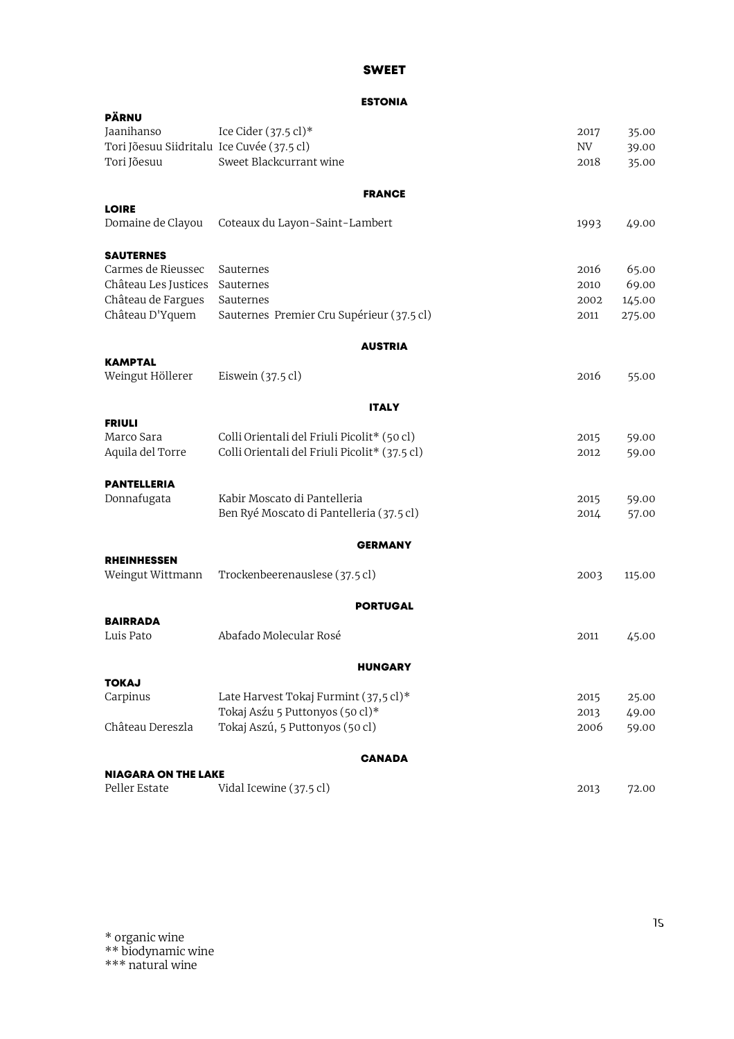# SWEET

## ESTONIA

### PÄRNU

| | | | |
|---|---|---|---|
| Jaanihanso | Ice Cider (37.5 cl)* | 2017 | 35.00 |
| Tori Jõesuu Siidritalu | Ice Cuvée (37.5 cl) | NV | 39.00 |
| Tori Jõesuu | Sweet Blackcurrant wine | 2018 | 35.00 |

## FRANCE

### LOIRE

| | | | |
|---|---|---|---|
| Domaine de Clayou | Coteaux du Layon-Saint-Lambert | 1993 | 49.00 |

### SAUTERNES

| | | | |
|---|---|---|---|
| Carmes de Rieussec | Sauternes | 2016 | 65.00 |
| Château Les Justices | Sauternes | 2010 | 69.00 |
| Château de Fargues | Sauternes | 2002 | 145.00 |
| Château D'Yquem | Sauternes Premier Cru Supérieur (37.5 cl) | 2011 | 275.00 |

## AUSTRIA

### KAMPTAL

| | | | |
|---|---|---|---|
| Weingut Höllerer | Eiswein (37.5 cl) | 2016 | 55.00 |

## ITALY

### FRIULI

| | | | |
|---|---|---|---|
| Marco Sara | Colli Orientali del Friuli Picolit* (50 cl) | 2015 | 59.00 |
| Aquila del Torre | Colli Orientali del Friuli Picolit* (37.5 cl) | 2012 | 59.00 |

### PANTELLERIA

| | | | |
|---|---|---|---|
| Donnafugata | Kabir Moscato di Pantelleria | 2015 | 59.00 |
| | Ben Ryé Moscato di Pantelleria (37.5 cl) | 2014 | 57.00 |

## GERMANY

### RHEINHESSEN

| | | | |
|---|---|---|---|
| Weingut Wittmann | Trockenbeerenauslese (37.5 cl) | 2003 | 115.00 |

## PORTUGAL

### BAIRRADA

| | | | |
|---|---|---|---|
| Luis Pato | Abafado Molecular Rosé | 2011 | 45.00 |

## HUNGARY

### TOKAJ

| | | | |
|---|---|---|---|
| Carpinus | Late Harvest Tokaj Furmint (37,5 cl)* | 2015 | 25.00 |
| | Tokaj Asźu 5 Puttonyos (50 cl)* | 2013 | 49.00 |
| Château Dereszla | Tokaj Aszú, 5 Puttonyos (50 cl) | 2006 | 59.00 |

## CANADA

### NIAGARA ON THE LAKE

| | | | |
|---|---|---|---|
| Peller Estate | Vidal Icewine (37.5 cl) | 2013 | 72.00 |

\* organic wine
\*\* biodynamic wine
\*\*\* natural wine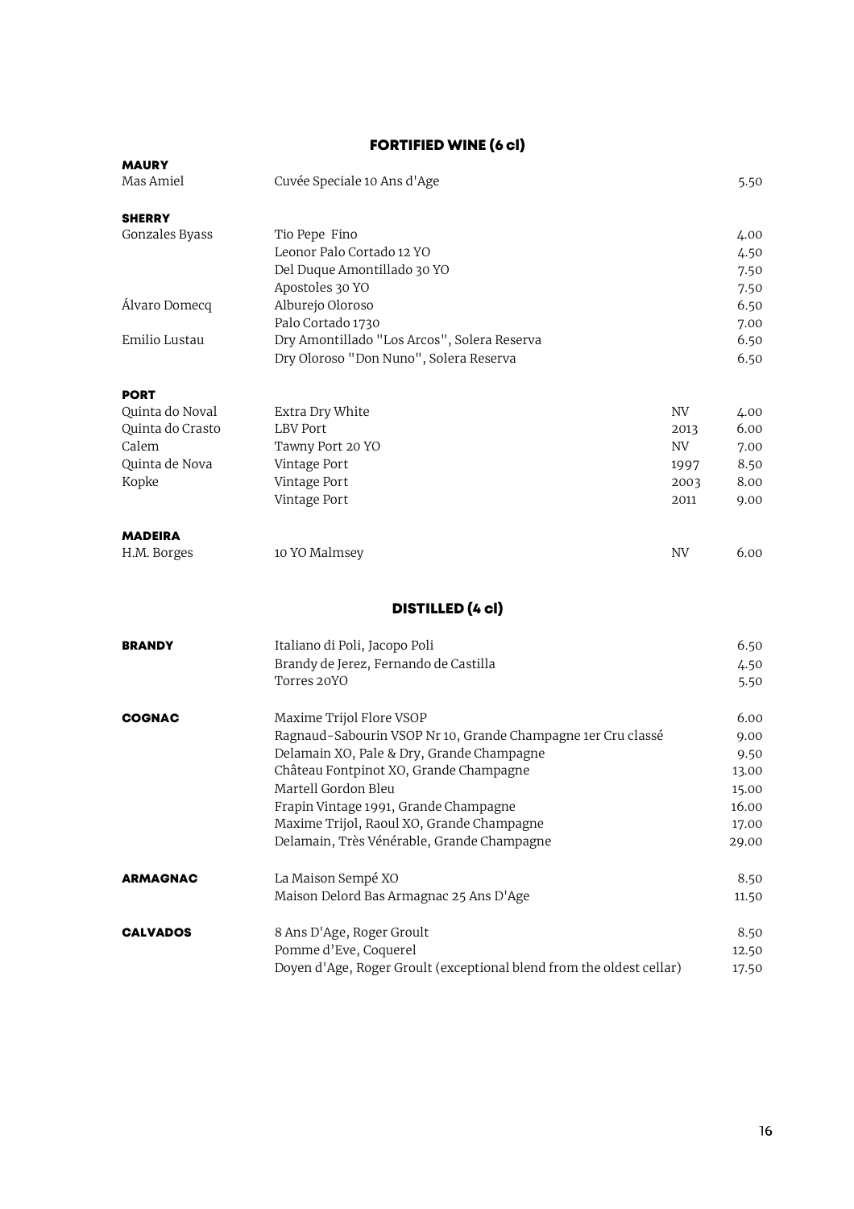## FORTIFIED WINE (6 cl)

| | | | |
|---|---|---|---|
| **MAURY** | | | |
| Mas Amiel | Cuvée Speciale 10 Ans d'Age | | 5.50 |
| **SHERRY** | | | |
| Gonzales Byass | Tio Pepe Fino | | 4.00 |
| | Leonor Palo Cortado 12 YO | | 4.50 |
| | Del Duque Amontillado 30 YO | | 7.50 |
| | Apostoles 30 YO | | 7.50 |
| Álvaro Domecq | Alburejo Oloroso | | 6.50 |
| | Palo Cortado 1730 | | 7.00 |
| Emilio Lustau | Dry Amontillado "Los Arcos", Solera Reserva | | 6.50 |
| | Dry Oloroso "Don Nuno", Solera Reserva | | 6.50 |
| **PORT** | | | |
| Quinta do Noval | Extra Dry White | NV | 4.00 |
| Quinta do Crasto | LBV Port | 2013 | 6.00 |
| Calem | Tawny Port 20 YO | NV | 7.00 |
| Quinta de Nova | Vintage Port | 1997 | 8.50 |
| Kopke | Vintage Port | 2003 | 8.00 |
| | Vintage Port | 2011 | 9.00 |
| **MADEIRA** | | | |
| H.M. Borges | 10 YO Malmsey | NV | 6.00 |

## DISTILLED (4 cl)

| | | |
|---|---|---|
| **BRANDY** | Italiano di Poli, Jacopo Poli | 6.50 |
| | Brandy de Jerez, Fernando de Castilla | 4.50 |
| | Torres 20YO | 5.50 |
| **COGNAC** | Maxime Trijol Flore VSOP | 6.00 |
| | Ragnaud-Sabourin VSOP Nr 10, Grande Champagne 1er Cru classé | 9.00 |
| | Delamain XO, Pale & Dry, Grande Champagne | 9.50 |
| | Château Fontpinot XO, Grande Champagne | 13.00 |
| | Martell Gordon Bleu | 15.00 |
| | Frapin Vintage 1991, Grande Champagne | 16.00 |
| | Maxime Trijol, Raoul XO, Grande Champagne | 17.00 |
| | Delamain, Très Vénérable, Grande Champagne | 29.00 |
| **ARMAGNAC** | La Maison Sempé XO | 8.50 |
| | Maison Delord Bas Armagnac 25 Ans D'Age | 11.50 |
| **CALVADOS** | 8 Ans D'Age, Roger Groult | 8.50 |
| | Pomme d'Eve, Coquerel | 12.50 |
| | Doyen d'Age, Roger Groult (exceptional blend from the oldest cellar) | 17.50 |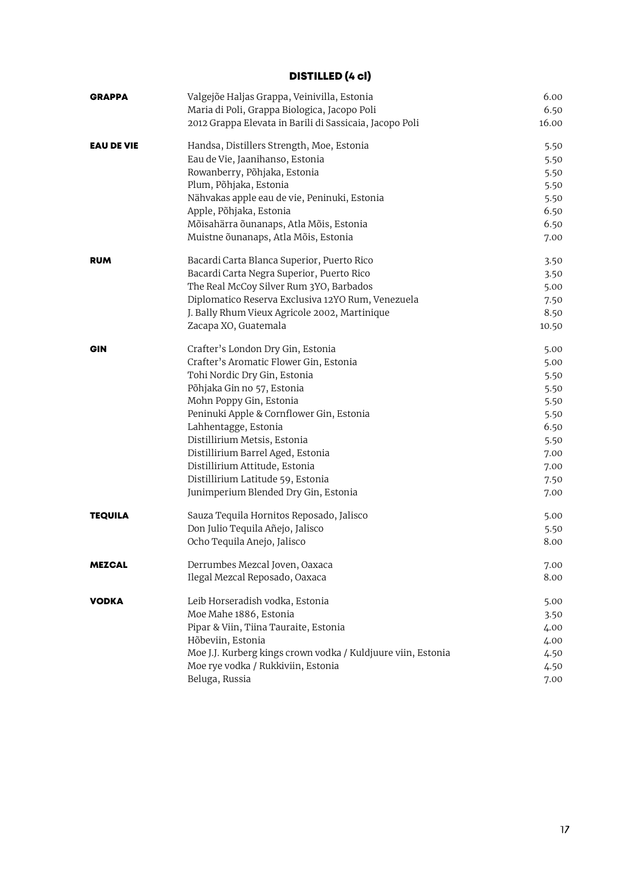## DISTILLED (4 cl)

| | | |
|---|---|---|
| **GRAPPA** | Valgejõe Haljas Grappa, Veinivilla, Estonia | 6.00 |
| | Maria di Poli, Grappa Biologica, Jacopo Poli | 6.50 |
| | 2012 Grappa Elevata in Barili di Sassicaia, Jacopo Poli | 16.00 |
| **EAU DE VIE** | Handsa, Distillers Strength, Moe, Estonia | 5.50 |
| | Eau de Vie, Jaanihanso, Estonia | 5.50 |
| | Rowanberry, Põhjaka, Estonia | 5.50 |
| | Plum, Põhjaka, Estonia | 5.50 |
| | Nähvakas apple eau de vie, Peninuki, Estonia | 5.50 |
| | Apple, Põhjaka, Estonia | 6.50 |
| | Mõisahärra õunanaps, Atla Mõis, Estonia | 6.50 |
| | Muistne õunanaps, Atla Mõis, Estonia | 7.00 |
| **RUM** | Bacardi Carta Blanca Superior, Puerto Rico | 3.50 |
| | Bacardi Carta Negra Superior, Puerto Rico | 3.50 |
| | The Real McCoy Silver Rum 3YO, Barbados | 5.00 |
| | Diplomatico Reserva Exclusiva 12YO Rum, Venezuela | 7.50 |
| | J. Bally Rhum Vieux Agricole 2002, Martinique | 8.50 |
| | Zacapa XO, Guatemala | 10.50 |
| **GIN** | Crafter's London Dry Gin, Estonia | 5.00 |
| | Crafter's Aromatic Flower Gin, Estonia | 5.00 |
| | Tohi Nordic Dry Gin, Estonia | 5.50 |
| | Põhjaka Gin no 57, Estonia | 5.50 |
| | Mohn Poppy Gin, Estonia | 5.50 |
| | Peninuki Apple & Cornflower Gin, Estonia | 5.50 |
| | Lahhentagge, Estonia | 6.50 |
| | Distillirium Metsis, Estonia | 5.50 |
| | Distillirium Barrel Aged, Estonia | 7.00 |
| | Distillirium Attitude, Estonia | 7.00 |
| | Distillirium Latitude 59, Estonia | 7.50 |
| | Junimperium Blended Dry Gin, Estonia | 7.00 |
| **TEQUILA** | Sauza Tequila Hornitos Reposado, Jalisco | 5.00 |
| | Don Julio Tequila Añejo, Jalisco | 5.50 |
| | Ocho Tequila Anejo, Jalisco | 8.00 |
| **MEZCAL** | Derrumbes Mezcal Joven, Oaxaca | 7.00 |
| | Ilegal Mezcal Reposado, Oaxaca | 8.00 |
| **VODKA** | Leib Horseradish vodka, Estonia | 5.00 |
| | Moe Mahe 1886, Estonia | 3.50 |
| | Pipar & Viin, Tiina Tauraite, Estonia | 4.00 |
| | Hõbeviin, Estonia | 4.00 |
| | Moe J.J. Kurberg kings crown vodka / Kuldjuure viin, Estonia | 4.50 |
| | Moe rye vodka / Rukkiviin, Estonia | 4.50 |
| | Beluga, Russia | 7.00 |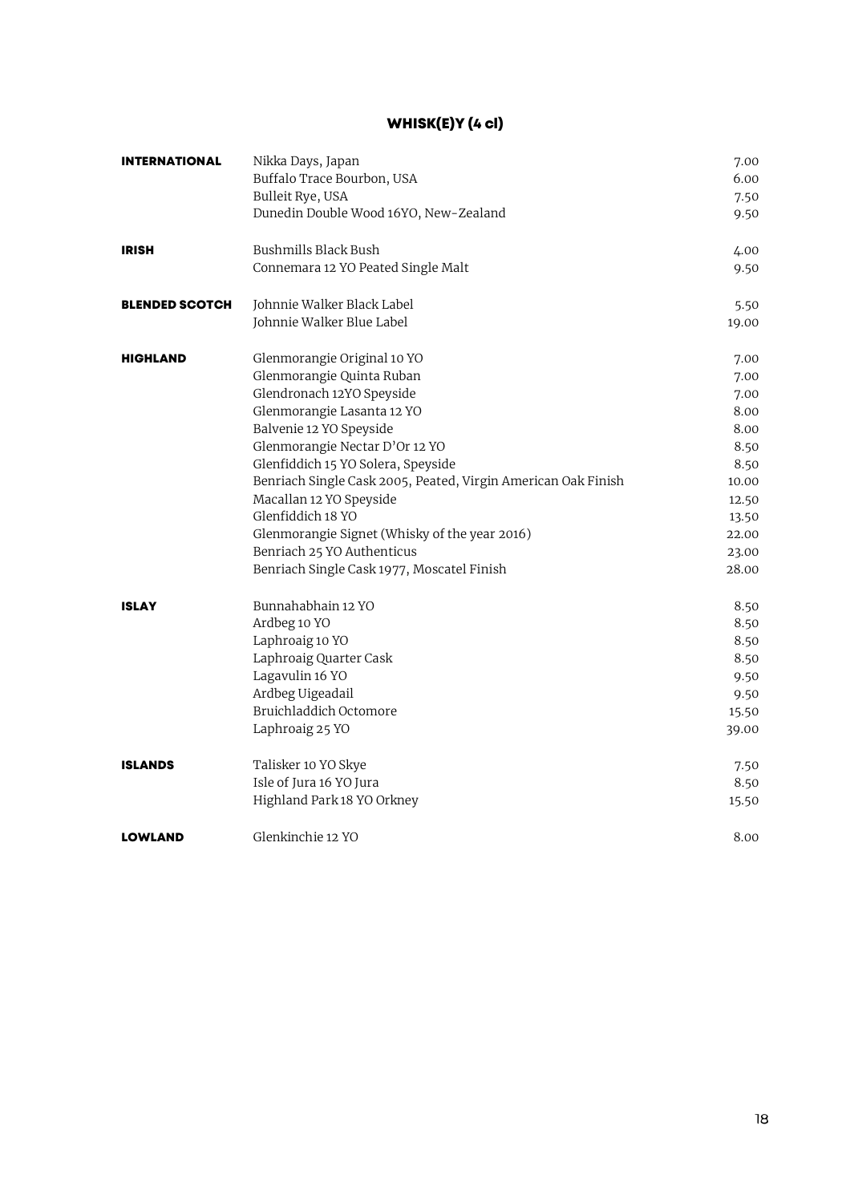## WHISK(E)Y (4 cl)

| | | |
|---|---|---|
| **INTERNATIONAL** | Nikka Days, Japan | 7.00 |
| | Buffalo Trace Bourbon, USA | 6.00 |
| | Bulleit Rye, USA | 7.50 |
| | Dunedin Double Wood 16YO, New-Zealand | 9.50 |
| **IRISH** | Bushmills Black Bush | 4.00 |
| | Connemara 12 YO Peated Single Malt | 9.50 |
| **BLENDED SCOTCH** | Johnnie Walker Black Label | 5.50 |
| | Johnnie Walker Blue Label | 19.00 |
| **HIGHLAND** | Glenmorangie Original 10 YO | 7.00 |
| | Glenmorangie Quinta Ruban | 7.00 |
| | Glendronach 12YO Speyside | 7.00 |
| | Glenmorangie Lasanta 12 YO | 8.00 |
| | Balvenie 12 YO Speyside | 8.00 |
| | Glenmorangie Nectar D'Or 12 YO | 8.50 |
| | Glenfiddich 15 YO Solera, Speyside | 8.50 |
| | Benriach Single Cask 2005, Peated, Virgin American Oak Finish | 10.00 |
| | Macallan 12 YO Speyside | 12.50 |
| | Glenfiddich 18 YO | 13.50 |
| | Glenmorangie Signet (Whisky of the year 2016) | 22.00 |
| | Benriach 25 YO Authenticus | 23.00 |
| | Benriach Single Cask 1977, Moscatel Finish | 28.00 |
| **ISLAY** | Bunnahabhain 12 YO | 8.50 |
| | Ardbeg 10 YO | 8.50 |
| | Laphroaig 10 YO | 8.50 |
| | Laphroaig Quarter Cask | 8.50 |
| | Lagavulin 16 YO | 9.50 |
| | Ardbeg Uigeadail | 9.50 |
| | Bruichladdich Octomore | 15.50 |
| | Laphroaig 25 YO | 39.00 |
| **ISLANDS** | Talisker 10 YO Skye | 7.50 |
| | Isle of Jura 16 YO Jura | 8.50 |
| | Highland Park 18 YO Orkney | 15.50 |
| **LOWLAND** | Glenkinchie 12 YO | 8.00 |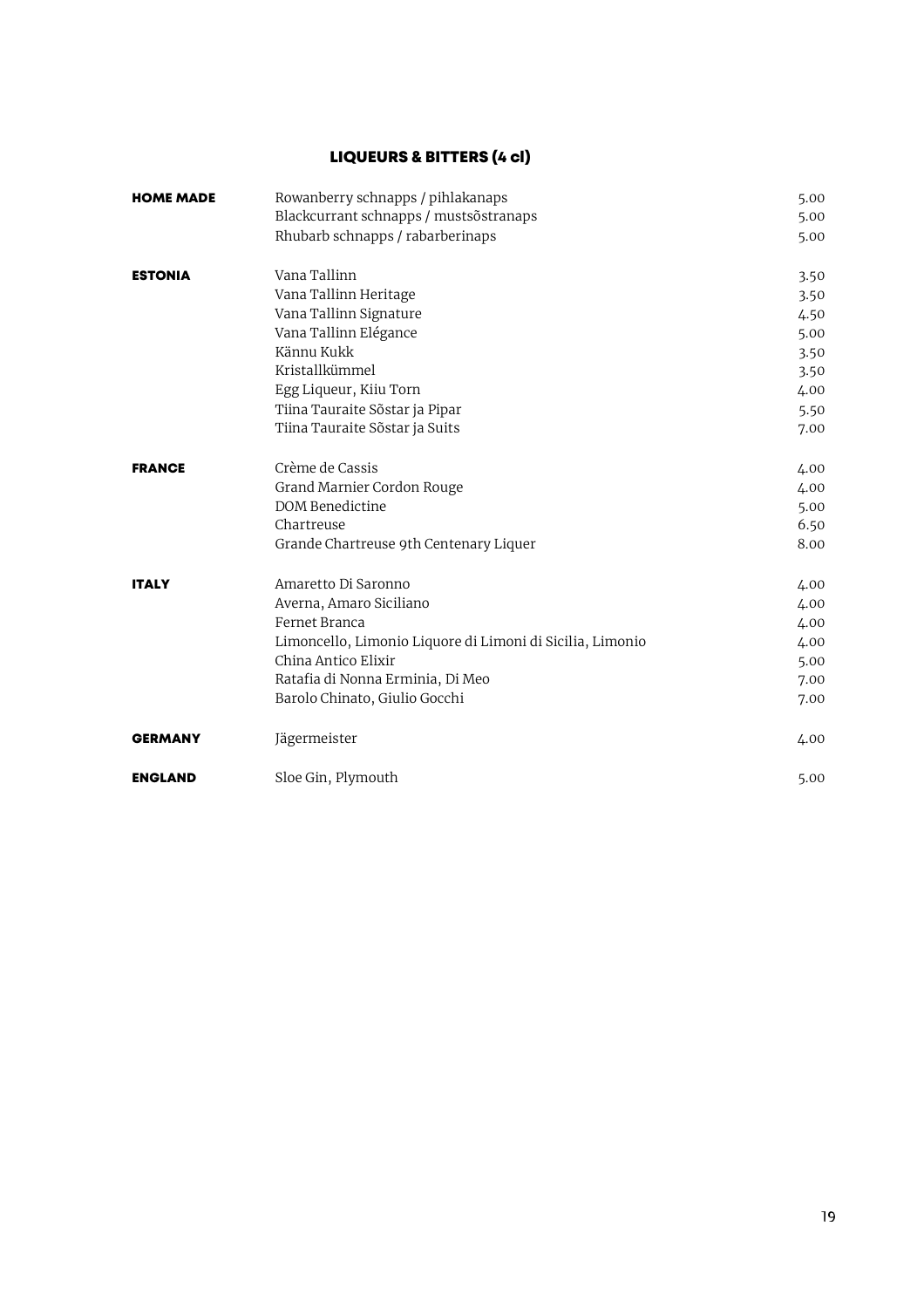## LIQUEURS & BITTERS (4 cl)

| | | |
|---|---|---|
| **HOME MADE** | Rowanberry schnapps / pihlakanaps | 5.00 |
| | Blackcurrant schnapps / mustsõstranaps | 5.00 |
| | Rhubarb schnapps / rabarberinaps | 5.00 |
| **ESTONIA** | Vana Tallinn | 3.50 |
| | Vana Tallinn Heritage | 3.50 |
| | Vana Tallinn Signature | 4.50 |
| | Vana Tallinn Elégance | 5.00 |
| | Kännu Kukk | 3.50 |
| | Kristallkümmel | 3.50 |
| | Egg Liqueur, Kiiu Torn | 4.00 |
| | Tiina Tauraite Sõstar ja Pipar | 5.50 |
| | Tiina Tauraite Sõstar ja Suits | 7.00 |
| **FRANCE** | Crème de Cassis | 4.00 |
| | Grand Marnier Cordon Rouge | 4.00 |
| | DOM Benedictine | 5.00 |
| | Chartreuse | 6.50 |
| | Grande Chartreuse 9th Centenary Liquer | 8.00 |
| **ITALY** | Amaretto Di Saronno | 4.00 |
| | Averna, Amaro Siciliano | 4.00 |
| | Fernet Branca | 4.00 |
| | Limoncello, Limonio Liquore di Limoni di Sicilia, Limonio | 4.00 |
| | China Antico Elixir | 5.00 |
| | Ratafia di Nonna Erminia, Di Meo | 7.00 |
| | Barolo Chinato, Giulio Gocchi | 7.00 |
| **GERMANY** | Jägermeister | 4.00 |
| **ENGLAND** | Sloe Gin, Plymouth | 5.00 |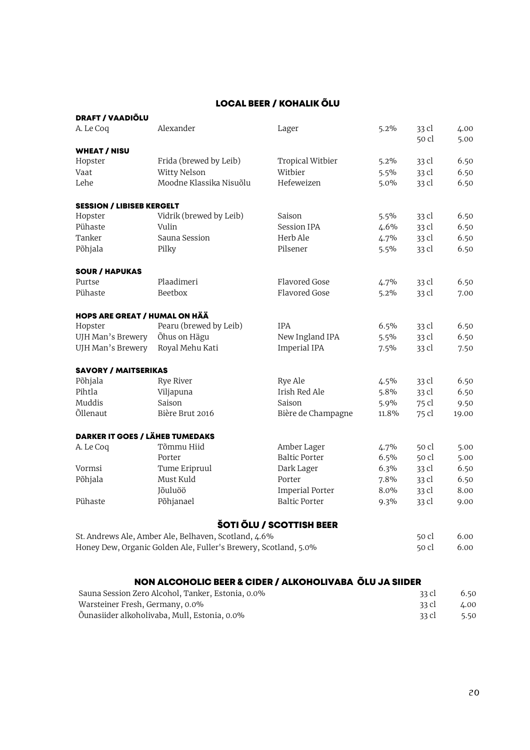## LOCAL BEER / KOHALIK ÕLU

| | | | | | |
|---|---|---|---|---|---|
| **DRAFT / VAADIÕLU** | | | | | |
| A. Le Coq | Alexander | Lager | 5.2% | 33 cl | 4.00 |
| | | | | 50 cl | 5.00 |
| **WHEAT / NISU** | | | | | |
| Hopster | Frida (brewed by Leib) | Tropical Witbier | 5.2% | 33 cl | 6.50 |
| Vaat | Witty Nelson | Witbier | 5.5% | 33 cl | 6.50 |
| Lehe | Moodne Klassika Nisuõlu | Hefeweizen | 5.0% | 33 cl | 6.50 |
| **SESSION / LIBISEB KERGELT** | | | | | |
| Hopster | Vidrik (brewed by Leib) | Saison | 5.5% | 33 cl | 6.50 |
| Pühaste | Vulin | Session IPA | 4.6% | 33 cl | 6.50 |
| Tanker | Sauna Session | Herb Ale | 4.7% | 33 cl | 6.50 |
| Põhjala | Pilky | Pilsener | 5.5% | 33 cl | 6.50 |
| **SOUR / HAPUKAS** | | | | | |
| Purtse | Plaadimeri | Flavored Gose | 4.7% | 33 cl | 6.50 |
| Pühaste | Beetbox | Flavored Gose | 5.2% | 33 cl | 7.00 |
| **HOPS ARE GREAT / HUMAL ON HÄÄ** | | | | | |
| Hopster | Pearu (brewed by Leib) | IPA | 6.5% | 33 cl | 6.50 |
| UJH Man's Brewery | Õhus on Hägu | New England IPA | 5.5% | 33 cl | 6.50 |
| UJH Man's Brewery | Royal Mehu Kati | Imperial IPA | 7.5% | 33 cl | 7.50 |
| **SAVORY / MAITSERIKAS** | | | | | |
| Põhjala | Rye River | Rye Ale | 4.5% | 33 cl | 6.50 |
| Pihtla | Viljapuna | Irish Red Ale | 5.8% | 33 cl | 6.50 |
| Muddis | Saison | Saison | 5.9% | 75 cl | 9.50 |
| Õllenaut | Bière Brut 2016 | Bière de Champagne | 11.8% | 75 cl | 19.00 |
| **DARKER IT GOES / LÄHEB TUMEDAKS** | | | | | |
| A. Le Coq | Tõmmu Hiid | Amber Lager | 4.7% | 50 cl | 5.00 |
| | Porter | Baltic Porter | 6.5% | 50 cl | 5.00 |
| Vormsi | Tume Eripruul | Dark Lager | 6.3% | 33 cl | 6.50 |
| Põhjala | Must Kuld | Porter | 7.8% | 33 cl | 6.50 |
| | Jõuluöö | Imperial Porter | 8.0% | 33 cl | 8.00 |
| Pühaste | Põhjanael | Baltic Porter | 9.3% | 33 cl | 9.00 |

## ŠOTI ÕLU / SCOTTISH BEER

| | | |
|---|---|---|
| St. Andrews Ale, Amber Ale, Belhaven, Scotland, 4.6% | 50 cl | 6.00 |
| Honey Dew, Organic Golden Ale, Fuller's Brewery, Scotland, 5.0% | 50 cl | 6.00 |

## NON ALCOHOLIC BEER & CIDER / ALKOHOLIVABA ÕLU JA SIIDER

| | | |
|---|---|---|
| Sauna Session Zero Alcohol, Tanker, Estonia, 0.0% | 33 cl | 6.50 |
| Warsteiner Fresh, Germany, 0.0% | 33 cl | 4.00 |
| Õunasiider alkoholivaba, Mull, Estonia, 0.0% | 33 cl | 5.50 |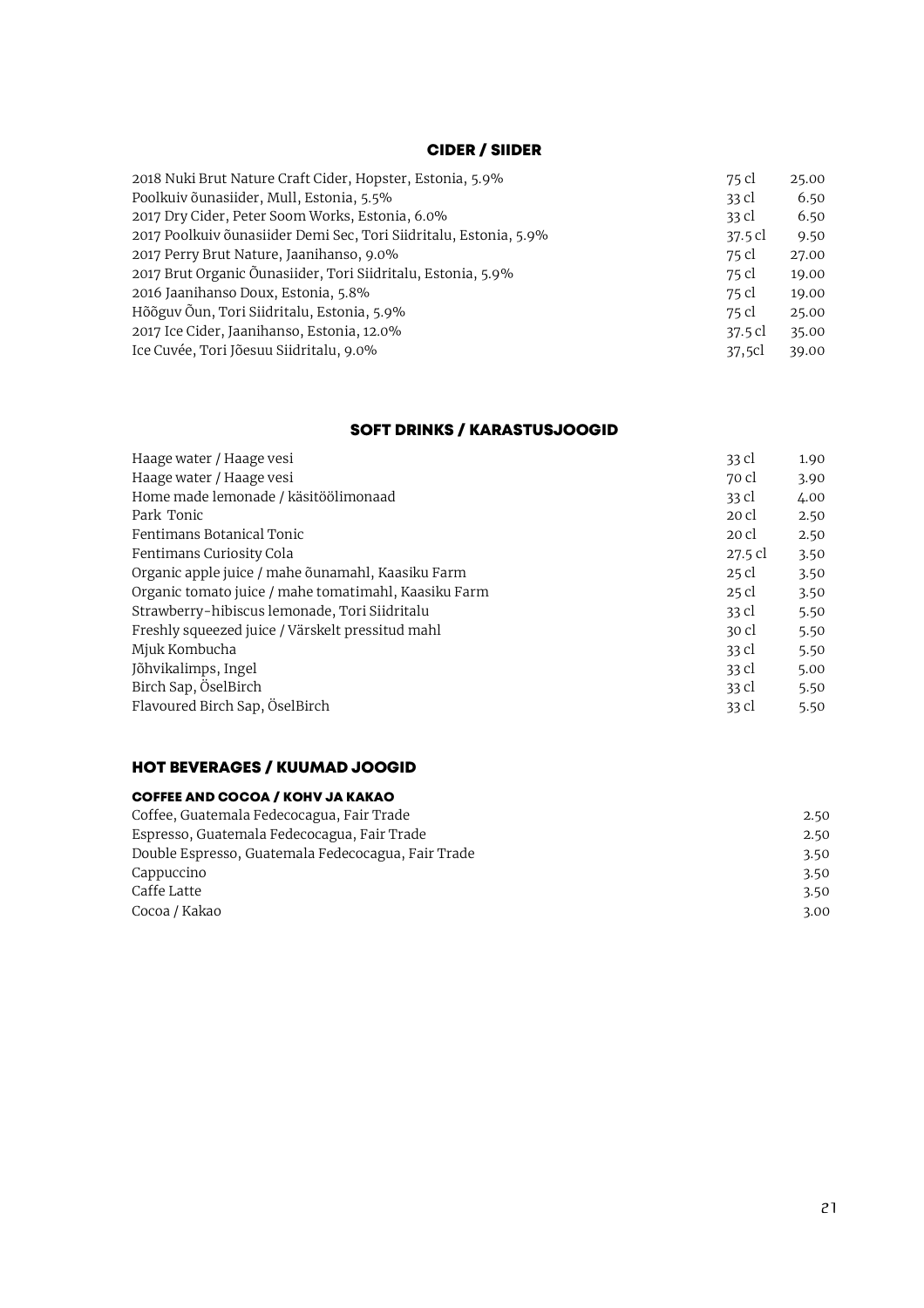## CIDER / SIIDER

| | | |
|---|---|---|
| 2018 Nuki Brut Nature Craft Cider, Hopster, Estonia, 5.9% | 75 cl | 25.00 |
| Poolkuiv õunasiider, Mull, Estonia, 5.5% | 33 cl | 6.50 |
| 2017 Dry Cider, Peter Soom Works, Estonia, 6.0% | 33 cl | 6.50 |
| 2017 Poolkuiv õunasiider Demi Sec, Tori Siidritalu, Estonia, 5.9% | 37.5 cl | 9.50 |
| 2017 Perry Brut Nature, Jaanihanso, 9.0% | 75 cl | 27.00 |
| 2017 Brut Organic Õunasiider, Tori Siidritalu, Estonia, 5.9% | 75 cl | 19.00 |
| 2016 Jaanihanso Doux, Estonia, 5.8% | 75 cl | 19.00 |
| Hõõguv Õun, Tori Siidritalu, Estonia, 5.9% | 75 cl | 25.00 |
| 2017 Ice Cider, Jaanihanso, Estonia, 12.0% | 37.5 cl | 35.00 |
| Ice Cuvée, Tori Jõesuu Siidritalu, 9.0% | 37,5cl | 39.00 |

## SOFT DRINKS / KARASTUSJOOGID

| | | |
|---|---|---|
| Haage water / Haage vesi | 33 cl | 1.90 |
| Haage water / Haage vesi | 70 cl | 3.90 |
| Home made lemonade / käsitöölimonaad | 33 cl | 4.00 |
| Park Tonic | 20 cl | 2.50 |
| Fentimans Botanical Tonic | 20 cl | 2.50 |
| Fentimans Curiosity Cola | 27.5 cl | 3.50 |
| Organic apple juice / mahe õunamahl, Kaasiku Farm | 25 cl | 3.50 |
| Organic tomato juice / mahe tomatimahl, Kaasiku Farm | 25 cl | 3.50 |
| Strawberry-hibiscus lemonade, Tori Siidritalu | 33 cl | 5.50 |
| Freshly squeezed juice / Värskelt pressitud mahl | 30 cl | 5.50 |
| Mjuk Kombucha | 33 cl | 5.50 |
| Jõhvikalimps, Ingel | 33 cl | 5.00 |
| Birch Sap, ÖselBirch | 33 cl | 5.50 |
| Flavoured Birch Sap, ÖselBirch | 33 cl | 5.50 |

## HOT BEVERAGES / KUUMAD JOOGID

### COFFEE AND COCOA / KOHV JA KAKAO

| | |
|---|---|
| Coffee, Guatemala Fedecocagua, Fair Trade | 2.50 |
| Espresso, Guatemala Fedecocagua, Fair Trade | 2.50 |
| Double Espresso, Guatemala Fedecocagua, Fair Trade | 3.50 |
| Cappuccino | 3.50 |
| Caffe Latte | 3.50 |
| Cocoa / Kakao | 3.00 |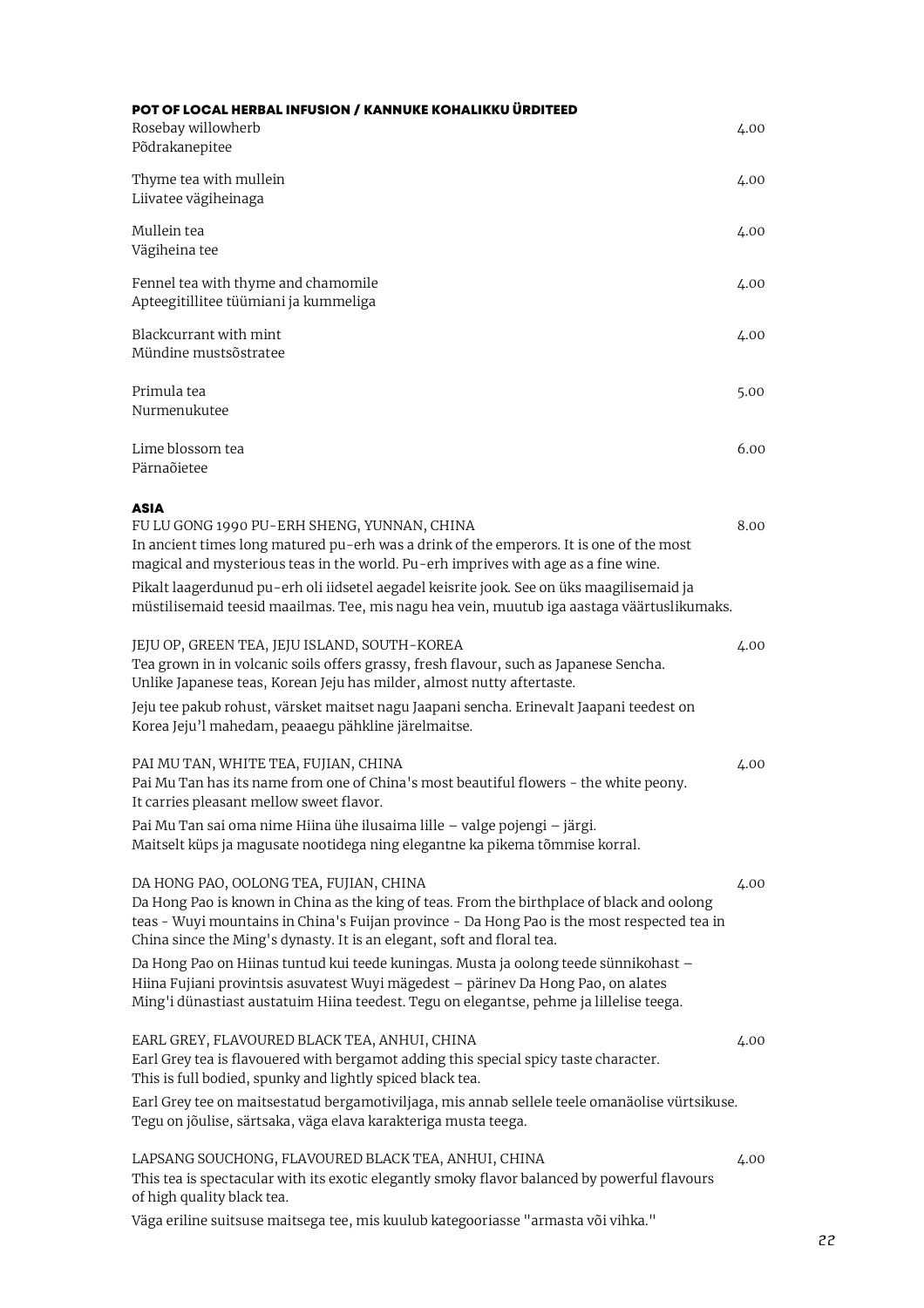### POT OF LOCAL HERBAL INFUSION / KANNUKE KOHALIKKU ÜRDITEED

Rosebay willowherb — 4.00
Põdrakanepitee

Thyme tea with mullein — 4.00
Liivatee vägiheinaga

Mullein tea — 4.00
Vägiheina tee

Fennel tea with thyme and chamomile — 4.00
Apteegitillitee tüümiani ja kummeliga

Blackcurrant with mint — 4.00
Mündine mustsõstratee

Primula tea — 5.00
Nurmenukutee

Lime blossom tea — 6.00
Pärnaõietee

### ASIA

FU LU GONG 1990 PU-ERH SHENG, YUNNAN, CHINA — 8.00
In ancient times long matured pu-erh was a drink of the emperors. It is one of the most magical and mysterious teas in the world. Pu-erh imprives with age as a fine wine.

Pikalt laagerdunud pu-erh oli iidsetel aegadel keisrite jook. See on üks maagilisemaid ja müstilisemaid teesid maailmas. Tee, mis nagu hea vein, muutub iga aastaga väärtuslikumaks.

JEJU OP, GREEN TEA, JEJU ISLAND, SOUTH-KOREA — 4.00
Tea grown in in volcanic soils offers grassy, fresh flavour, such as Japanese Sencha. Unlike Japanese teas, Korean Jeju has milder, almost nutty aftertaste.

Jeju tee pakub rohust, värsket maitset nagu Jaapani sencha. Erinevalt Jaapani teedest on Korea Jeju'l mahedam, peaaegu pähkline järelmaitse.

PAI MU TAN, WHITE TEA, FUJIAN, CHINA — 4.00
Pai Mu Tan has its name from one of China's most beautiful flowers - the white peony. It carries pleasant mellow sweet flavor.

Pai Mu Tan sai oma nime Hiina ühe ilusaima lille – valge pojengi – järgi. Maitselt küps ja magusate nootidega ning elegantne ka pikema tõmmise korral.

DA HONG PAO, OOLONG TEA, FUJIAN, CHINA — 4.00
Da Hong Pao is known in China as the king of teas. From the birthplace of black and oolong teas - Wuyi mountains in China's Fuijan province - Da Hong Pao is the most respected tea in China since the Ming's dynasty. It is an elegant, soft and floral tea.

Da Hong Pao on Hiinas tuntud kui teede kuningas. Musta ja oolong teede sünnikohast – Hiina Fujiani provintsis asuvatest Wuyi mägedest – pärinev Da Hong Pao, on alates Ming'i dünastiast austatuim Hiina teedest. Tegu on elegantse, pehme ja lillelise teega.

EARL GREY, FLAVOURED BLACK TEA, ANHUI, CHINA — 4.00
Earl Grey tea is flavouered with bergamot adding this special spicy taste character. This is full bodied, spunky and lightly spiced black tea.

Earl Grey tee on maitsestatud bergamotiviljaga, mis annab sellele teele omanäolise vürtsikuse. Tegu on jõulise, särtsaka, väga elava karakteriga musta teega.

LAPSANG SOUCHONG, FLAVOURED BLACK TEA, ANHUI, CHINA — 4.00
This tea is spectacular with its exotic elegantly smoky flavor balanced by powerful flavours of high quality black tea.

Väga eriline suitsuse maitsega tee, mis kuulub kategooriasse "armasta või vihka."